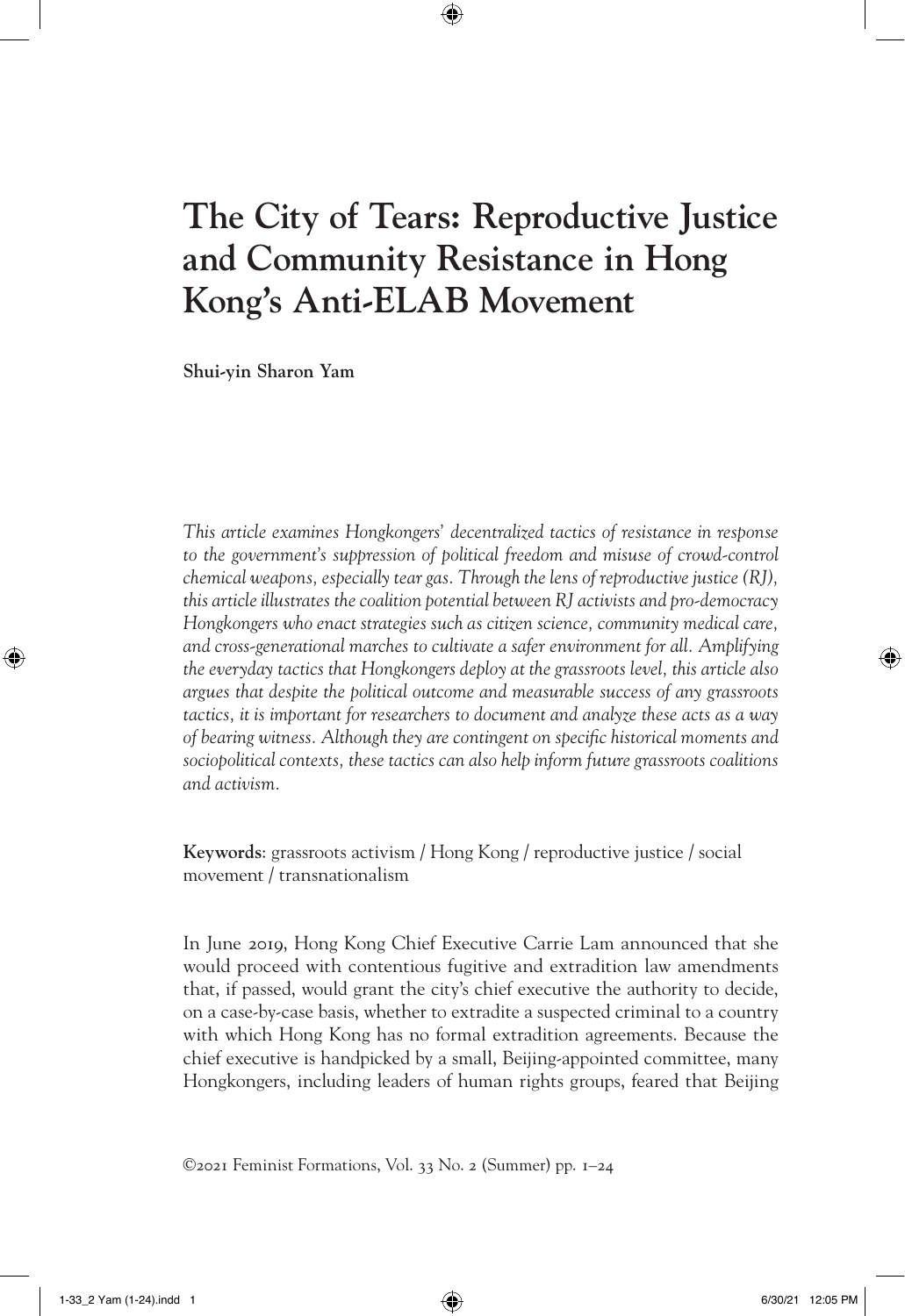# The City of Tears: Reproductive Justice and Community Resistance in Hong Kong's Anti-ELAB Movement

**Shui-yin Sharon Yam**

*This article examines Hongkongers' decentralized tactics of resistance in response to the government's suppression of political freedom and misuse of crowd-control chemical weapons, especially tear gas. Through the lens of reproductive justice (RJ), this article illustrates the coalition potential between RJ activists and pro-democracy Hongkongers who enact strategies such as citizen science, community medical care, and cross-generational marches to cultivate a safer environment for all. Amplifying the everyday tactics that Hongkongers deploy at the grassroots level, this article also argues that despite the political outcome and measurable success of any grassroots tactics, it is important for researchers to document and analyze these acts as a way of bearing witness. Although they are contingent on specific historical moments and sociopolitical contexts, these tactics can also help inform future grassroots coalitions and activism.*

**Keywords**: grassroots activism / Hong Kong / reproductive justice / social movement / transnationalism

In June 2019, Hong Kong Chief Executive Carrie Lam announced that she would proceed with contentious fugitive and extradition law amendments that, if passed, would grant the city's chief executive the authority to decide, on a case-by-case basis, whether to extradite a suspected criminal to a country with which Hong Kong has no formal extradition agreements. Because the chief executive is handpicked by a small, Beijing-appointed committee, many Hongkongers, including leaders of human rights groups, feared that Beijing

©2021 Feminist Formations, Vol. 33 No. 2 (Summer) pp. 1–24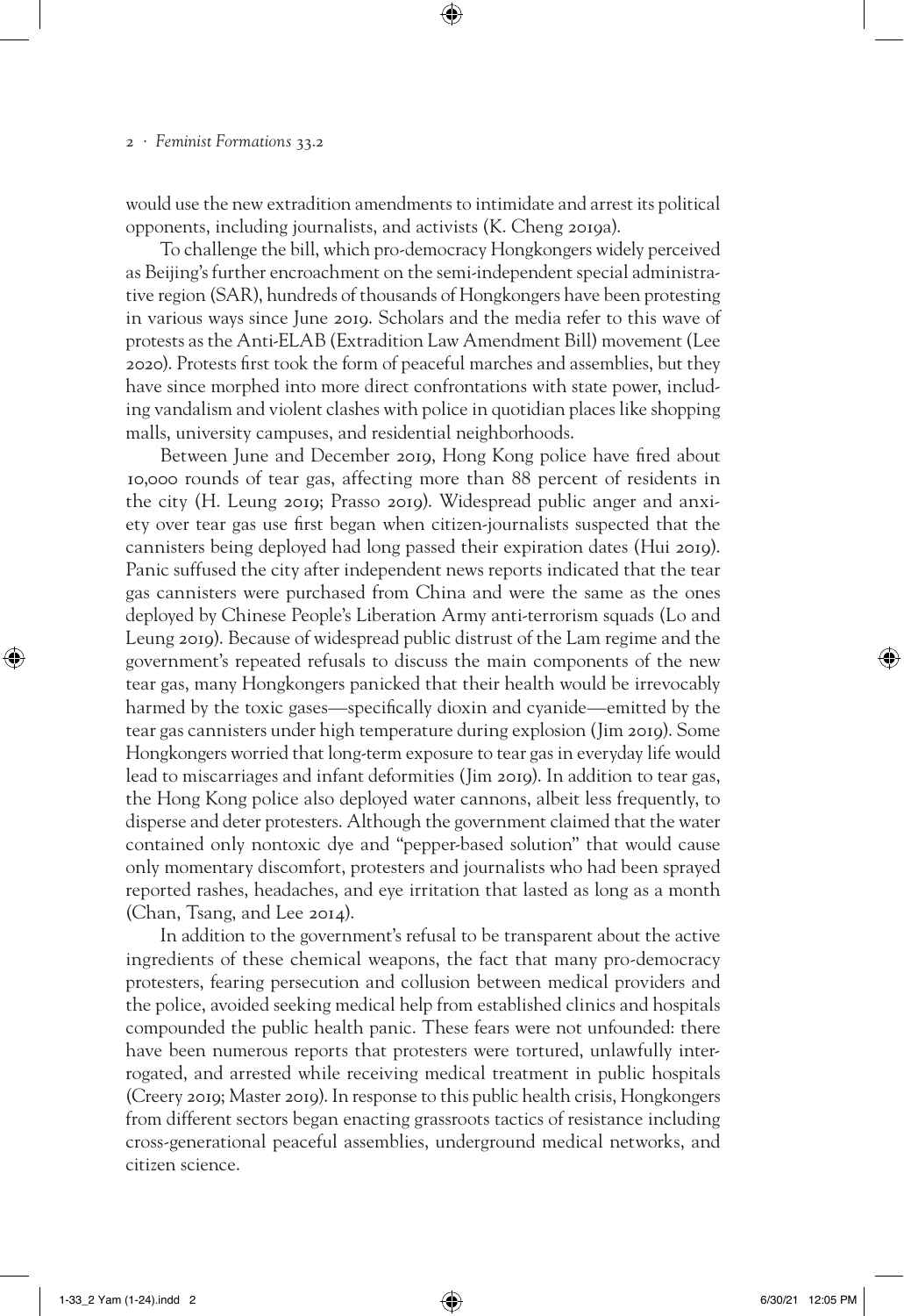would use the new extradition amendments to intimidate and arrest its political opponents, including journalists, and activists (K. Cheng 2019a).

To challenge the bill, which pro-democracy Hongkongers widely perceived as Beijing's further encroachment on the semi-independent special administrative region (SAR), hundreds of thousands of Hongkongers have been protesting in various ways since June 2019. Scholars and the media refer to this wave of protests as the Anti-ELAB (Extradition Law Amendment Bill) movement (Lee 2020). Protests first took the form of peaceful marches and assemblies, but they have since morphed into more direct confrontations with state power, including vandalism and violent clashes with police in quotidian places like shopping malls, university campuses, and residential neighborhoods.

Between June and December 2019, Hong Kong police have fired about 10,000 rounds of tear gas, affecting more than 88 percent of residents in the city (H. Leung 2019; Prasso 2019). Widespread public anger and anxiety over tear gas use first began when citizen-journalists suspected that the cannisters being deployed had long passed their expiration dates (Hui 2019). Panic suffused the city after independent news reports indicated that the tear gas cannisters were purchased from China and were the same as the ones deployed by Chinese People's Liberation Army anti-terrorism squads (Lo and Leung 2019). Because of widespread public distrust of the Lam regime and the government's repeated refusals to discuss the main components of the new tear gas, many Hongkongers panicked that their health would be irrevocably harmed by the toxic gases—specifically dioxin and cyanide—emitted by the tear gas cannisters under high temperature during explosion (Jim 2019). Some Hongkongers worried that long-term exposure to tear gas in everyday life would lead to miscarriages and infant deformities (Jim 2019). In addition to tear gas, the Hong Kong police also deployed water cannons, albeit less frequently, to disperse and deter protesters. Although the government claimed that the water contained only nontoxic dye and "pepper-based solution" that would cause only momentary discomfort, protesters and journalists who had been sprayed reported rashes, headaches, and eye irritation that lasted as long as a month (Chan, Tsang, and Lee 2014).

In addition to the government's refusal to be transparent about the active ingredients of these chemical weapons, the fact that many pro-democracy protesters, fearing persecution and collusion between medical providers and the police, avoided seeking medical help from established clinics and hospitals compounded the public health panic. These fears were not unfounded: there have been numerous reports that protesters were tortured, unlawfully interrogated, and arrested while receiving medical treatment in public hospitals (Creery 2019; Master 2019). In response to this public health crisis, Hongkongers from different sectors began enacting grassroots tactics of resistance including cross-generational peaceful assemblies, underground medical networks, and citizen science.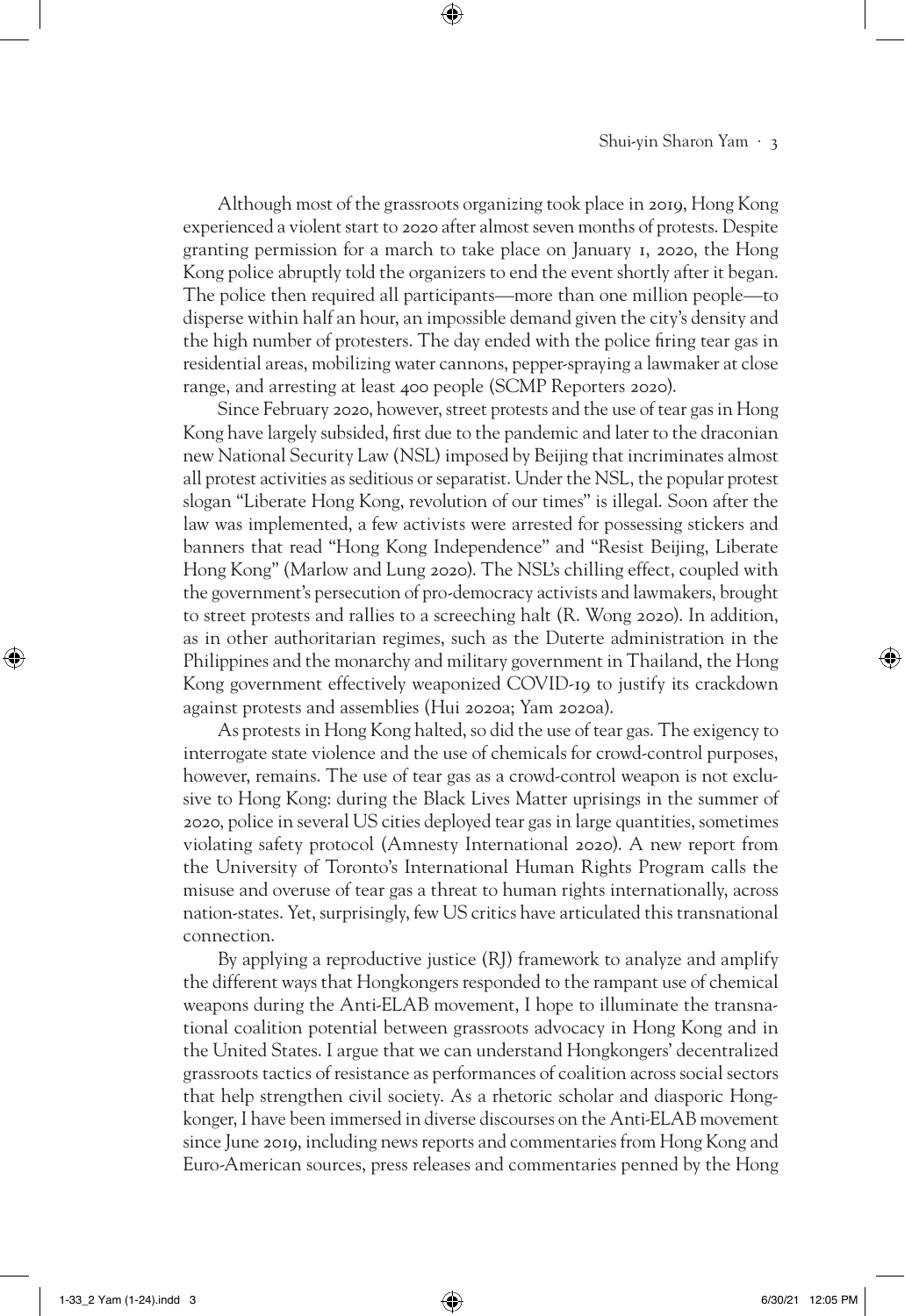Although most of the grassroots organizing took place in 2019, Hong Kong experienced a violent start to 2020 after almost seven months of protests. Despite granting permission for a march to take place on January 1, 2020, the Hong Kong police abruptly told the organizers to end the event shortly after it began. The police then required all participants—more than one million people—to disperse within half an hour, an impossible demand given the city's density and the high number of protesters. The day ended with the police firing tear gas in residential areas, mobilizing water cannons, pepper-spraying a lawmaker at close range, and arresting at least 400 people (SCMP Reporters 2020).

Since February 2020, however, street protests and the use of tear gas in Hong Kong have largely subsided, first due to the pandemic and later to the draconian new National Security Law (NSL) imposed by Beijing that incriminates almost all protest activities as seditious or separatist. Under the NSL, the popular protest slogan "Liberate Hong Kong, revolution of our times" is illegal. Soon after the law was implemented, a few activists were arrested for possessing stickers and banners that read "Hong Kong Independence" and "Resist Beijing, Liberate Hong Kong" (Marlow and Lung 2020). The NSL's chilling effect, coupled with the government's persecution of pro-democracy activists and lawmakers, brought to street protests and rallies to a screeching halt (R. Wong 2020). In addition, as in other authoritarian regimes, such as the Duterte administration in the Philippines and the monarchy and military government in Thailand, the Hong Kong government effectively weaponized COVID-19 to justify its crackdown against protests and assemblies (Hui 2020a; Yam 2020a).

As protests in Hong Kong halted, so did the use of tear gas. The exigency to interrogate state violence and the use of chemicals for crowd-control purposes, however, remains. The use of tear gas as a crowd-control weapon is not exclusive to Hong Kong: during the Black Lives Matter uprisings in the summer of 2020, police in several US cities deployed tear gas in large quantities, sometimes violating safety protocol (Amnesty International 2020). A new report from the University of Toronto's International Human Rights Program calls the misuse and overuse of tear gas a threat to human rights internationally, across nation-states. Yet, surprisingly, few US critics have articulated this transnational connection.

By applying a reproductive justice (RJ) framework to analyze and amplify the different ways that Hongkongers responded to the rampant use of chemical weapons during the Anti-ELAB movement, I hope to illuminate the transnational coalition potential between grassroots advocacy in Hong Kong and in the United States. I argue that we can understand Hongkongers' decentralized grassroots tactics of resistance as performances of coalition across social sectors that help strengthen civil society. As a rhetoric scholar and diasporic Hongkonger, I have been immersed in diverse discourses on the Anti-ELAB movement since June 2019, including news reports and commentaries from Hong Kong and Euro-American sources, press releases and commentaries penned by the Hong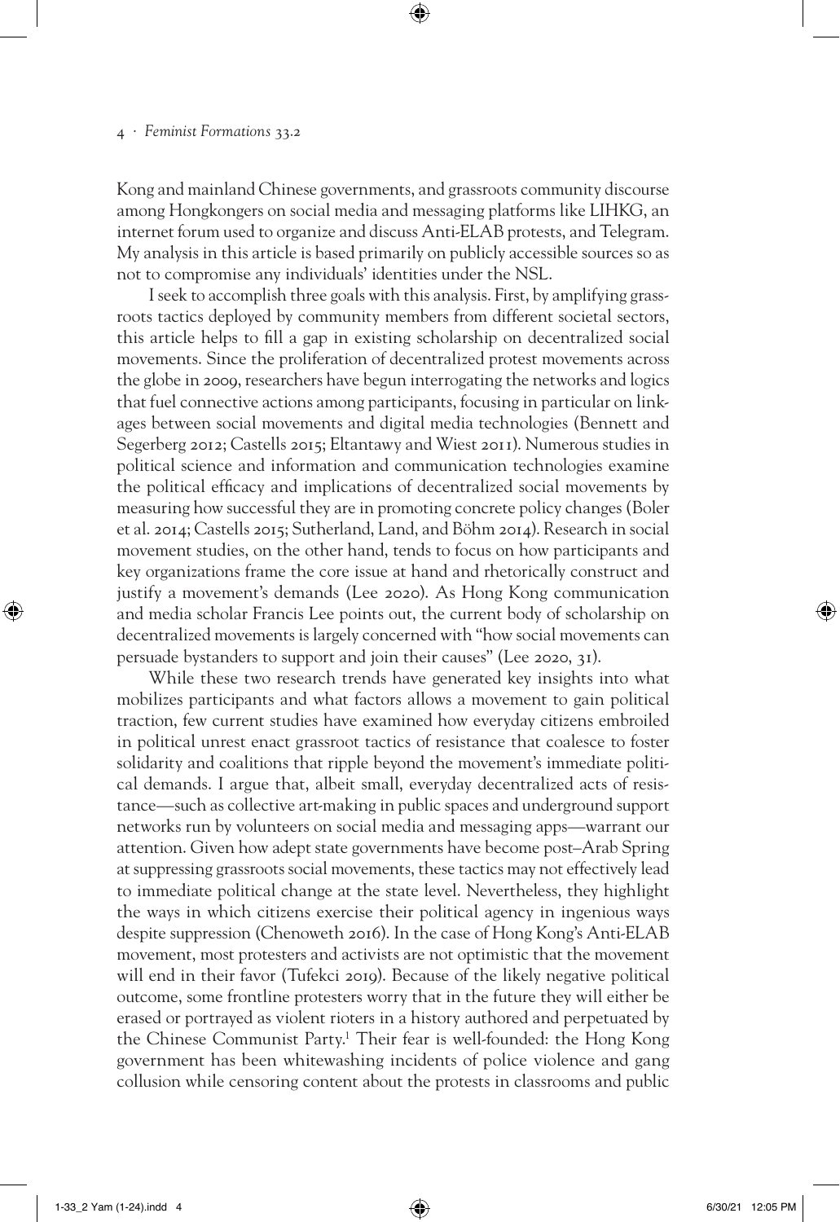Kong and mainland Chinese governments, and grassroots community discourse among Hongkongers on social media and messaging platforms like LIHKG, an internet forum used to organize and discuss Anti-ELAB protests, and Telegram. My analysis in this article is based primarily on publicly accessible sources so as not to compromise any individuals' identities under the NSL.

I seek to accomplish three goals with this analysis. First, by amplifying grassroots tactics deployed by community members from different societal sectors, this article helps to fill a gap in existing scholarship on decentralized social movements. Since the proliferation of decentralized protest movements across the globe in 2009, researchers have begun interrogating the networks and logics that fuel connective actions among participants, focusing in particular on linkages between social movements and digital media technologies (Bennett and Segerberg 2012; Castells 2015; Eltantawy and Wiest 2011). Numerous studies in political science and information and communication technologies examine the political efficacy and implications of decentralized social movements by measuring how successful they are in promoting concrete policy changes (Boler et al. 2014; Castells 2015; Sutherland, Land, and Böhm 2014). Research in social movement studies, on the other hand, tends to focus on how participants and key organizations frame the core issue at hand and rhetorically construct and justify a movement's demands (Lee 2020). As Hong Kong communication and media scholar Francis Lee points out, the current body of scholarship on decentralized movements is largely concerned with "how social movements can persuade bystanders to support and join their causes" (Lee 2020, 31).

While these two research trends have generated key insights into what mobilizes participants and what factors allows a movement to gain political traction, few current studies have examined how everyday citizens embroiled in political unrest enact grassroot tactics of resistance that coalesce to foster solidarity and coalitions that ripple beyond the movement's immediate political demands. I argue that, albeit small, everyday decentralized acts of resistance—such as collective art-making in public spaces and underground support networks run by volunteers on social media and messaging apps—warrant our attention. Given how adept state governments have become post–Arab Spring at suppressing grassroots social movements, these tactics may not effectively lead to immediate political change at the state level. Nevertheless, they highlight the ways in which citizens exercise their political agency in ingenious ways despite suppression (Chenoweth 2016). In the case of Hong Kong's Anti-ELAB movement, most protesters and activists are not optimistic that the movement will end in their favor (Tufekci 2019). Because of the likely negative political outcome, some frontline protesters worry that in the future they will either be erased or portrayed as violent rioters in a history authored and perpetuated by the Chinese Communist Party.[1] Their fear is well-founded: the Hong Kong government has been whitewashing incidents of police violence and gang collusion while censoring content about the protests in classrooms and public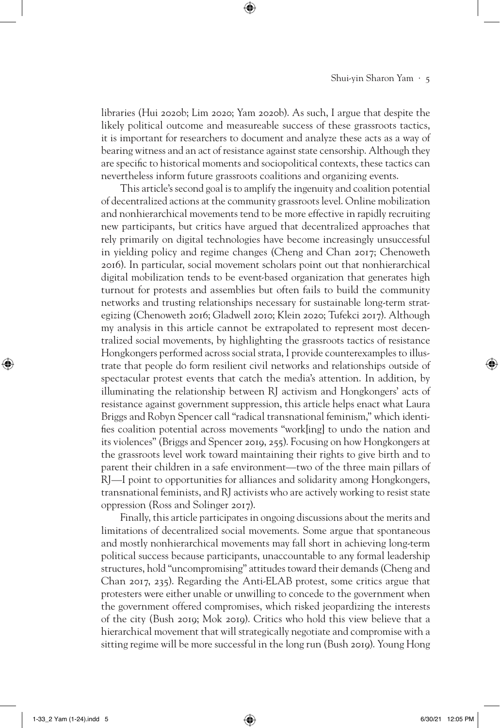libraries (Hui 2020b; Lim 2020; Yam 2020b). As such, I argue that despite the likely political outcome and measureable success of these grassroots tactics, it is important for researchers to document and analyze these acts as a way of bearing witness and an act of resistance against state censorship. Although they are specific to historical moments and sociopolitical contexts, these tactics can nevertheless inform future grassroots coalitions and organizing events.

This article's second goal is to amplify the ingenuity and coalition potential of decentralized actions at the community grassroots level. Online mobilization and nonhierarchical movements tend to be more effective in rapidly recruiting new participants, but critics have argued that decentralized approaches that rely primarily on digital technologies have become increasingly unsuccessful in yielding policy and regime changes (Cheng and Chan 2017; Chenoweth 2016). In particular, social movement scholars point out that nonhierarchical digital mobilization tends to be event-based organization that generates high turnout for protests and assemblies but often fails to build the community networks and trusting relationships necessary for sustainable long-term strategizing (Chenoweth 2016; Gladwell 2010; Klein 2020; Tufekci 2017). Although my analysis in this article cannot be extrapolated to represent most decentralized social movements, by highlighting the grassroots tactics of resistance Hongkongers performed across social strata, I provide counterexamples to illustrate that people do form resilient civil networks and relationships outside of spectacular protest events that catch the media's attention. In addition, by illuminating the relationship between RJ activism and Hongkongers' acts of resistance against government suppression, this article helps enact what Laura Briggs and Robyn Spencer call "radical transnational feminism," which identifies coalition potential across movements "work[ing] to undo the nation and its violences" (Briggs and Spencer 2019, 255). Focusing on how Hongkongers at the grassroots level work toward maintaining their rights to give birth and to parent their children in a safe environment—two of the three main pillars of RJ—I point to opportunities for alliances and solidarity among Hongkongers, transnational feminists, and RJ activists who are actively working to resist state oppression (Ross and Solinger 2017).

Finally, this article participates in ongoing discussions about the merits and limitations of decentralized social movements. Some argue that spontaneous and mostly nonhierarchical movements may fall short in achieving long-term political success because participants, unaccountable to any formal leadership structures, hold "uncompromising" attitudes toward their demands (Cheng and Chan 2017, 235). Regarding the Anti-ELAB protest, some critics argue that protesters were either unable or unwilling to concede to the government when the government offered compromises, which risked jeopardizing the interests of the city (Bush 2019; Mok 2019). Critics who hold this view believe that a hierarchical movement that will strategically negotiate and compromise with a sitting regime will be more successful in the long run (Bush 2019). Young Hong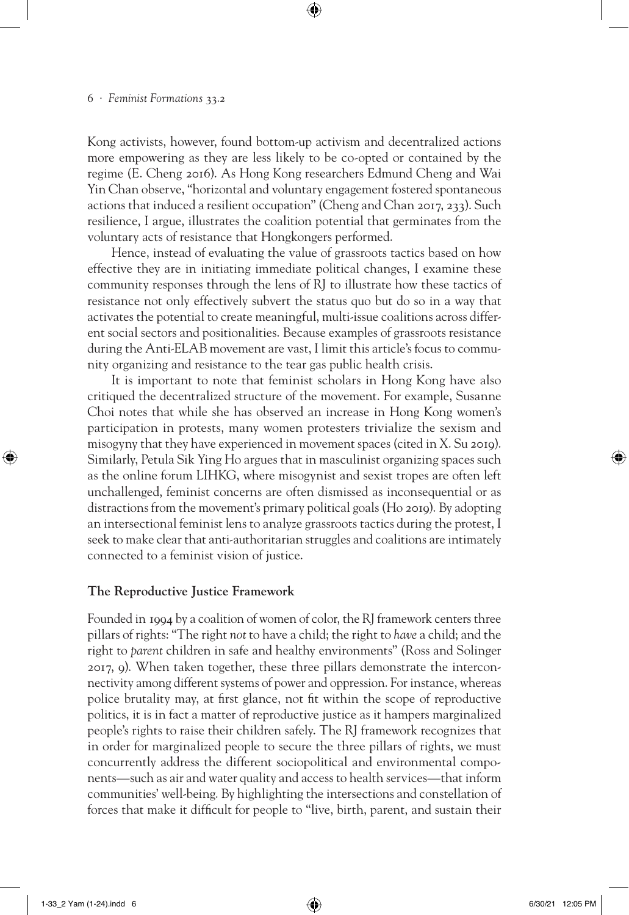Kong activists, however, found bottom-up activism and decentralized actions more empowering as they are less likely to be co-opted or contained by the regime (E. Cheng 2016). As Hong Kong researchers Edmund Cheng and Wai Yin Chan observe, "horizontal and voluntary engagement fostered spontaneous actions that induced a resilient occupation" (Cheng and Chan 2017, 233). Such resilience, I argue, illustrates the coalition potential that germinates from the voluntary acts of resistance that Hongkongers performed.

Hence, instead of evaluating the value of grassroots tactics based on how effective they are in initiating immediate political changes, I examine these community responses through the lens of RJ to illustrate how these tactics of resistance not only effectively subvert the status quo but do so in a way that activates the potential to create meaningful, multi-issue coalitions across different social sectors and positionalities. Because examples of grassroots resistance during the Anti-ELAB movement are vast, I limit this article's focus to community organizing and resistance to the tear gas public health crisis.

It is important to note that feminist scholars in Hong Kong have also critiqued the decentralized structure of the movement. For example, Susanne Choi notes that while she has observed an increase in Hong Kong women's participation in protests, many women protesters trivialize the sexism and misogyny that they have experienced in movement spaces (cited in X. Su 2019). Similarly, Petula Sik Ying Ho argues that in masculinist organizing spaces such as the online forum LIHKG, where misogynist and sexist tropes are often left unchallenged, feminist concerns are often dismissed as inconsequential or as distractions from the movement's primary political goals (Ho 2019). By adopting an intersectional feminist lens to analyze grassroots tactics during the protest, I seek to make clear that anti-authoritarian struggles and coalitions are intimately connected to a feminist vision of justice.

## The Reproductive Justice Framework

Founded in 1994 by a coalition of women of color, the RJ framework centers three pillars of rights: "The right *not* to have a child; the right to *have* a child; and the right to *parent* children in safe and healthy environments" (Ross and Solinger 2017, 9). When taken together, these three pillars demonstrate the interconnectivity among different systems of power and oppression. For instance, whereas police brutality may, at first glance, not fit within the scope of reproductive politics, it is in fact a matter of reproductive justice as it hampers marginalized people's rights to raise their children safely. The RJ framework recognizes that in order for marginalized people to secure the three pillars of rights, we must concurrently address the different sociopolitical and environmental components—such as air and water quality and access to health services—that inform communities' well-being. By highlighting the intersections and constellation of forces that make it difficult for people to "live, birth, parent, and sustain their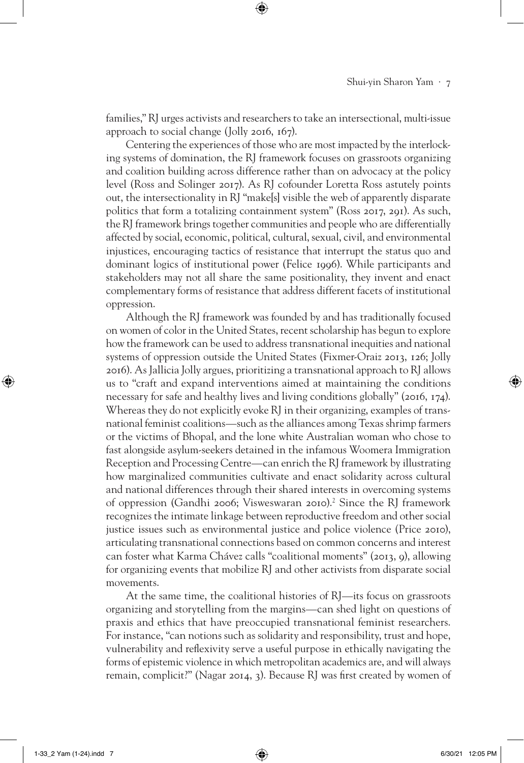families," RJ urges activists and researchers to take an intersectional, multi-issue approach to social change (Jolly 2016, 167).

Centering the experiences of those who are most impacted by the interlocking systems of domination, the RJ framework focuses on grassroots organizing and coalition building across difference rather than on advocacy at the policy level (Ross and Solinger 2017). As RJ cofounder Loretta Ross astutely points out, the intersectionality in RJ "make[s] visible the web of apparently disparate politics that form a totalizing containment system" (Ross 2017, 291). As such, the RJ framework brings together communities and people who are differentially affected by social, economic, political, cultural, sexual, civil, and environmental injustices, encouraging tactics of resistance that interrupt the status quo and dominant logics of institutional power (Felice 1996). While participants and stakeholders may not all share the same positionality, they invent and enact complementary forms of resistance that address different facets of institutional oppression.

Although the RJ framework was founded by and has traditionally focused on women of color in the United States, recent scholarship has begun to explore how the framework can be used to address transnational inequities and national systems of oppression outside the United States (Fixmer-Oraiz 2013, 126; Jolly 2016). As Jallicia Jolly argues, prioritizing a transnational approach to RJ allows us to "craft and expand interventions aimed at maintaining the conditions necessary for safe and healthy lives and living conditions globally" (2016, 174). Whereas they do not explicitly evoke RJ in their organizing, examples of transnational feminist coalitions—such as the alliances among Texas shrimp farmers or the victims of Bhopal, and the lone white Australian woman who chose to fast alongside asylum-seekers detained in the infamous Woomera Immigration Reception and Processing Centre—can enrich the RJ framework by illustrating how marginalized communities cultivate and enact solidarity across cultural and national differences through their shared interests in overcoming systems of oppression (Gandhi 2006; Visweswaran 2010).[2] Since the RJ framework recognizes the intimate linkage between reproductive freedom and other social justice issues such as environmental justice and police violence (Price 2010), articulating transnational connections based on common concerns and interest can foster what Karma Chávez calls "coalitional moments" (2013, 9), allowing for organizing events that mobilize RJ and other activists from disparate social movements.

At the same time, the coalitional histories of RJ—its focus on grassroots organizing and storytelling from the margins—can shed light on questions of praxis and ethics that have preoccupied transnational feminist researchers. For instance, "can notions such as solidarity and responsibility, trust and hope, vulnerability and reflexivity serve a useful purpose in ethically navigating the forms of epistemic violence in which metropolitan academics are, and will always remain, complicit?" (Nagar 2014, 3). Because RJ was first created by women of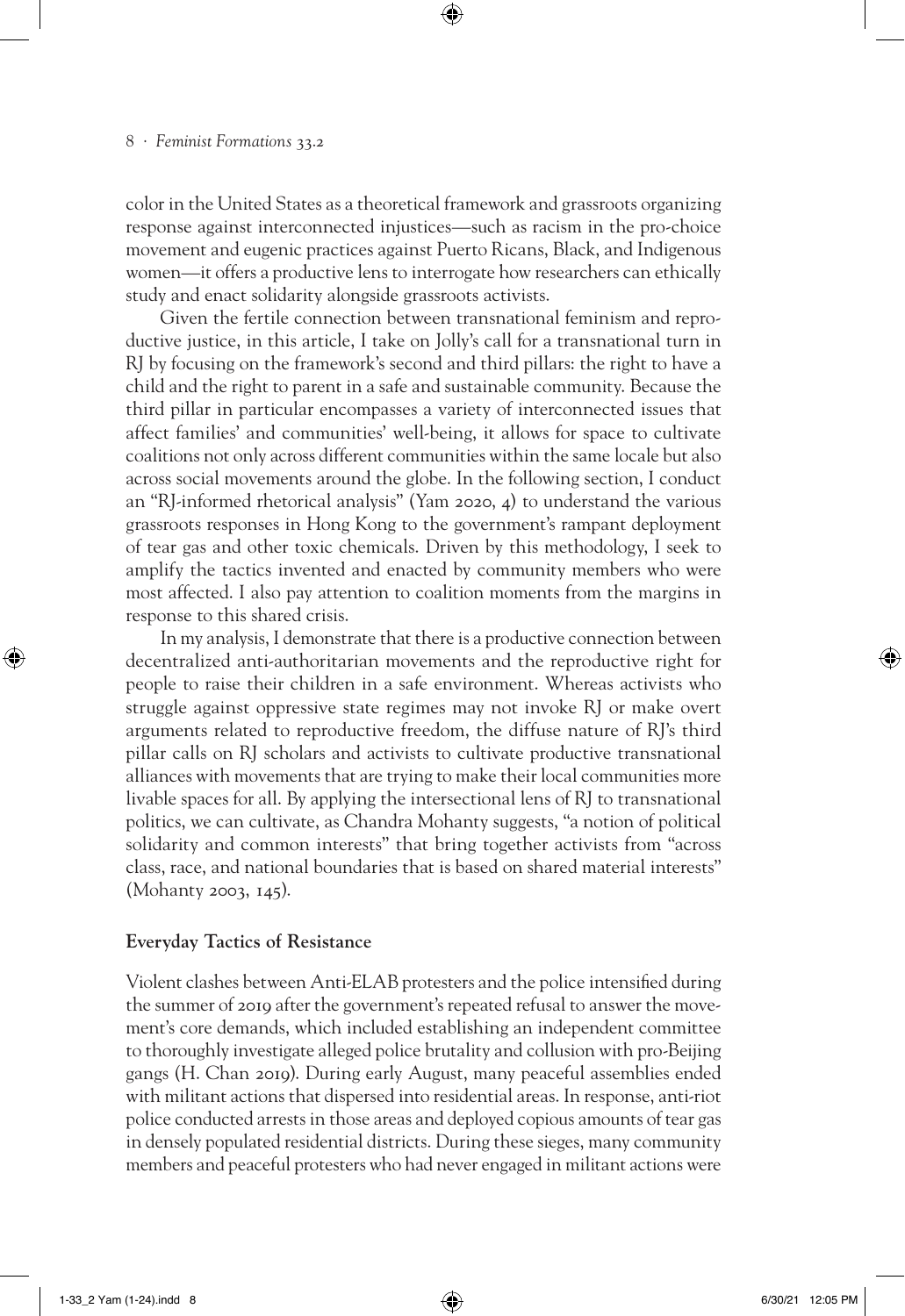color in the United States as a theoretical framework and grassroots organizing response against interconnected injustices—such as racism in the pro-choice movement and eugenic practices against Puerto Ricans, Black, and Indigenous women—it offers a productive lens to interrogate how researchers can ethically study and enact solidarity alongside grassroots activists.

Given the fertile connection between transnational feminism and reproductive justice, in this article, I take on Jolly's call for a transnational turn in RJ by focusing on the framework's second and third pillars: the right to have a child and the right to parent in a safe and sustainable community. Because the third pillar in particular encompasses a variety of interconnected issues that affect families' and communities' well-being, it allows for space to cultivate coalitions not only across different communities within the same locale but also across social movements around the globe. In the following section, I conduct an "RJ-informed rhetorical analysis" (Yam 2020, 4) to understand the various grassroots responses in Hong Kong to the government's rampant deployment of tear gas and other toxic chemicals. Driven by this methodology, I seek to amplify the tactics invented and enacted by community members who were most affected. I also pay attention to coalition moments from the margins in response to this shared crisis.

In my analysis, I demonstrate that there is a productive connection between decentralized anti-authoritarian movements and the reproductive right for people to raise their children in a safe environment. Whereas activists who struggle against oppressive state regimes may not invoke RJ or make overt arguments related to reproductive freedom, the diffuse nature of RJ's third pillar calls on RJ scholars and activists to cultivate productive transnational alliances with movements that are trying to make their local communities more livable spaces for all. By applying the intersectional lens of RJ to transnational politics, we can cultivate, as Chandra Mohanty suggests, "a notion of political solidarity and common interests" that bring together activists from "across class, race, and national boundaries that is based on shared material interests" (Mohanty 2003, 145).

## Everyday Tactics of Resistance

Violent clashes between Anti-ELAB protesters and the police intensified during the summer of 2019 after the government's repeated refusal to answer the movement's core demands, which included establishing an independent committee to thoroughly investigate alleged police brutality and collusion with pro-Beijing gangs (H. Chan 2019). During early August, many peaceful assemblies ended with militant actions that dispersed into residential areas. In response, anti-riot police conducted arrests in those areas and deployed copious amounts of tear gas in densely populated residential districts. During these sieges, many community members and peaceful protesters who had never engaged in militant actions were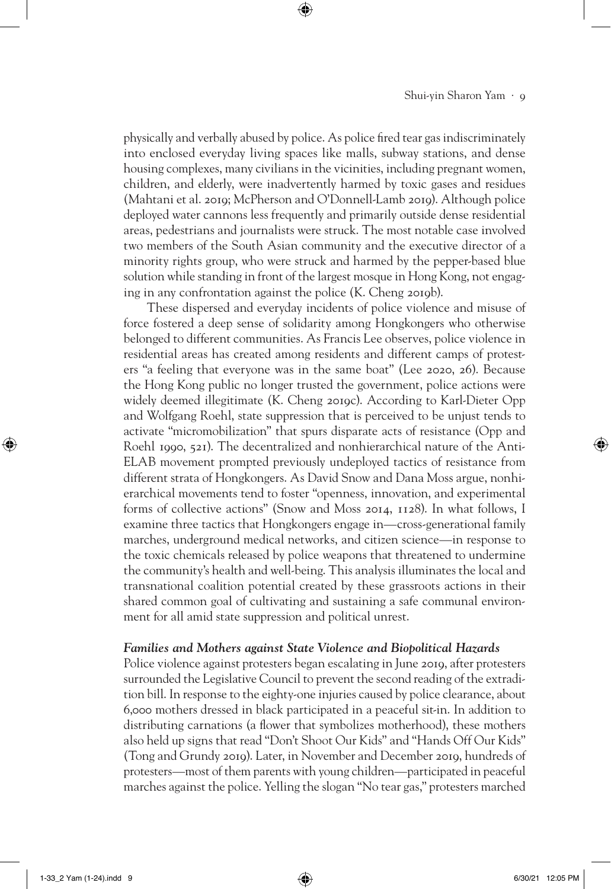physically and verbally abused by police. As police fired tear gas indiscriminately into enclosed everyday living spaces like malls, subway stations, and dense housing complexes, many civilians in the vicinities, including pregnant women, children, and elderly, were inadvertently harmed by toxic gases and residues (Mahtani et al. 2019; McPherson and O'Donnell-Lamb 2019). Although police deployed water cannons less frequently and primarily outside dense residential areas, pedestrians and journalists were struck. The most notable case involved two members of the South Asian community and the executive director of a minority rights group, who were struck and harmed by the pepper-based blue solution while standing in front of the largest mosque in Hong Kong, not engaging in any confrontation against the police (K. Cheng 2019b).

These dispersed and everyday incidents of police violence and misuse of force fostered a deep sense of solidarity among Hongkongers who otherwise belonged to different communities. As Francis Lee observes, police violence in residential areas has created among residents and different camps of protesters "a feeling that everyone was in the same boat" (Lee 2020, 26). Because the Hong Kong public no longer trusted the government, police actions were widely deemed illegitimate (K. Cheng 2019c). According to Karl-Dieter Opp and Wolfgang Roehl, state suppression that is perceived to be unjust tends to activate "micromobilization" that spurs disparate acts of resistance (Opp and Roehl 1990, 521). The decentralized and nonhierarchical nature of the Anti-ELAB movement prompted previously undeployed tactics of resistance from different strata of Hongkongers. As David Snow and Dana Moss argue, nonhierarchical movements tend to foster "openness, innovation, and experimental forms of collective actions" (Snow and Moss 2014, 1128). In what follows, I examine three tactics that Hongkongers engage in—cross-generational family marches, underground medical networks, and citizen science—in response to the toxic chemicals released by police weapons that threatened to undermine the community's health and well-being. This analysis illuminates the local and transnational coalition potential created by these grassroots actions in their shared common goal of cultivating and sustaining a safe communal environment for all amid state suppression and political unrest.

### *Families and Mothers against State Violence and Biopolitical Hazards*

Police violence against protesters began escalating in June 2019, after protesters surrounded the Legislative Council to prevent the second reading of the extradition bill. In response to the eighty-one injuries caused by police clearance, about 6,000 mothers dressed in black participated in a peaceful sit-in. In addition to distributing carnations (a flower that symbolizes motherhood), these mothers also held up signs that read "Don't Shoot Our Kids" and "Hands Off Our Kids" (Tong and Grundy 2019). Later, in November and December 2019, hundreds of protesters—most of them parents with young children—participated in peaceful marches against the police. Yelling the slogan "No tear gas," protesters marched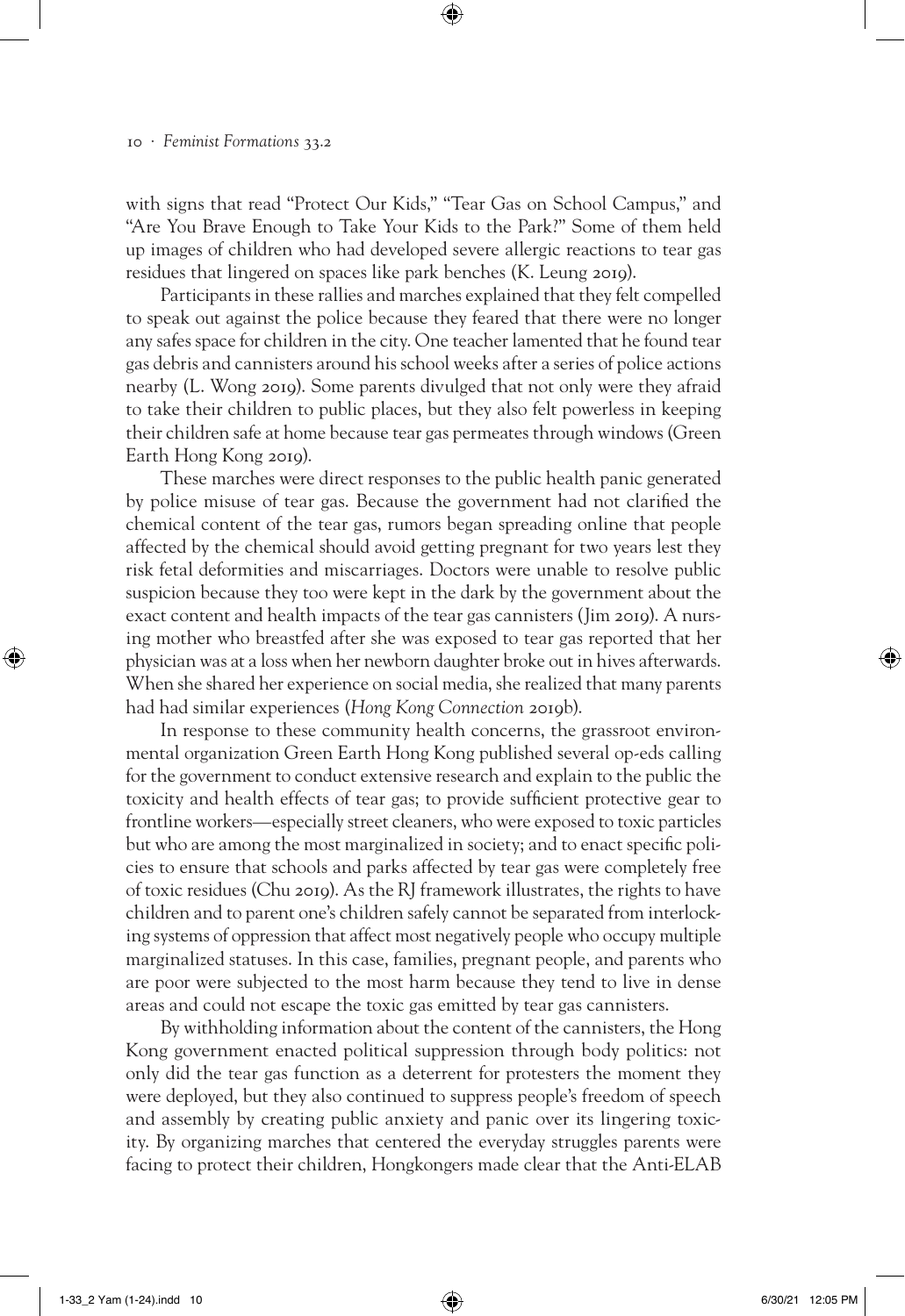with signs that read "Protect Our Kids," "Tear Gas on School Campus," and "Are You Brave Enough to Take Your Kids to the Park?" Some of them held up images of children who had developed severe allergic reactions to tear gas residues that lingered on spaces like park benches (K. Leung 2019).

Participants in these rallies and marches explained that they felt compelled to speak out against the police because they feared that there were no longer any safes space for children in the city. One teacher lamented that he found tear gas debris and cannisters around his school weeks after a series of police actions nearby (L. Wong 2019). Some parents divulged that not only were they afraid to take their children to public places, but they also felt powerless in keeping their children safe at home because tear gas permeates through windows (Green Earth Hong Kong 2019).

These marches were direct responses to the public health panic generated by police misuse of tear gas. Because the government had not clarified the chemical content of the tear gas, rumors began spreading online that people affected by the chemical should avoid getting pregnant for two years lest they risk fetal deformities and miscarriages. Doctors were unable to resolve public suspicion because they too were kept in the dark by the government about the exact content and health impacts of the tear gas cannisters (Jim 2019). A nursing mother who breastfed after she was exposed to tear gas reported that her physician was at a loss when her newborn daughter broke out in hives afterwards. When she shared her experience on social media, she realized that many parents had had similar experiences (*Hong Kong Connection* 2019b).

In response to these community health concerns, the grassroot environmental organization Green Earth Hong Kong published several op-eds calling for the government to conduct extensive research and explain to the public the toxicity and health effects of tear gas; to provide sufficient protective gear to frontline workers—especially street cleaners, who were exposed to toxic particles but who are among the most marginalized in society; and to enact specific policies to ensure that schools and parks affected by tear gas were completely free of toxic residues (Chu 2019). As the RJ framework illustrates, the rights to have children and to parent one's children safely cannot be separated from interlocking systems of oppression that affect most negatively people who occupy multiple marginalized statuses. In this case, families, pregnant people, and parents who are poor were subjected to the most harm because they tend to live in dense areas and could not escape the toxic gas emitted by tear gas cannisters.

By withholding information about the content of the cannisters, the Hong Kong government enacted political suppression through body politics: not only did the tear gas function as a deterrent for protesters the moment they were deployed, but they also continued to suppress people's freedom of speech and assembly by creating public anxiety and panic over its lingering toxicity. By organizing marches that centered the everyday struggles parents were facing to protect their children, Hongkongers made clear that the Anti-ELAB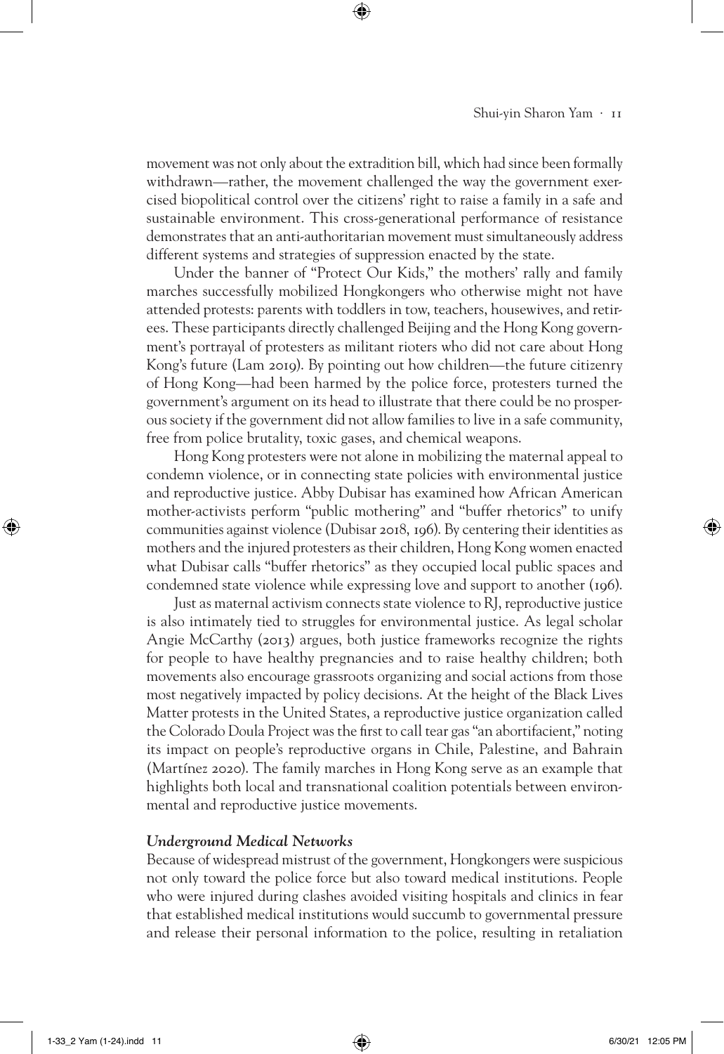movement was not only about the extradition bill, which had since been formally withdrawn—rather, the movement challenged the way the government exercised biopolitical control over the citizens' right to raise a family in a safe and sustainable environment. This cross-generational performance of resistance demonstrates that an anti-authoritarian movement must simultaneously address different systems and strategies of suppression enacted by the state.

Under the banner of "Protect Our Kids," the mothers' rally and family marches successfully mobilized Hongkongers who otherwise might not have attended protests: parents with toddlers in tow, teachers, housewives, and retirees. These participants directly challenged Beijing and the Hong Kong government's portrayal of protesters as militant rioters who did not care about Hong Kong's future (Lam 2019). By pointing out how children—the future citizenry of Hong Kong—had been harmed by the police force, protesters turned the government's argument on its head to illustrate that there could be no prosperous society if the government did not allow families to live in a safe community, free from police brutality, toxic gases, and chemical weapons.

Hong Kong protesters were not alone in mobilizing the maternal appeal to condemn violence, or in connecting state policies with environmental justice and reproductive justice. Abby Dubisar has examined how African American mother-activists perform "public mothering" and "buffer rhetorics" to unify communities against violence (Dubisar 2018, 196). By centering their identities as mothers and the injured protesters as their children, Hong Kong women enacted what Dubisar calls "buffer rhetorics" as they occupied local public spaces and condemned state violence while expressing love and support to another (196).

Just as maternal activism connects state violence to RJ, reproductive justice is also intimately tied to struggles for environmental justice. As legal scholar Angie McCarthy (2013) argues, both justice frameworks recognize the rights for people to have healthy pregnancies and to raise healthy children; both movements also encourage grassroots organizing and social actions from those most negatively impacted by policy decisions. At the height of the Black Lives Matter protests in the United States, a reproductive justice organization called the Colorado Doula Project was the first to call tear gas "an abortifacient," noting its impact on people's reproductive organs in Chile, Palestine, and Bahrain (Martínez 2020). The family marches in Hong Kong serve as an example that highlights both local and transnational coalition potentials between environmental and reproductive justice movements.

### *Underground Medical Networks*

Because of widespread mistrust of the government, Hongkongers were suspicious not only toward the police force but also toward medical institutions. People who were injured during clashes avoided visiting hospitals and clinics in fear that established medical institutions would succumb to governmental pressure and release their personal information to the police, resulting in retaliation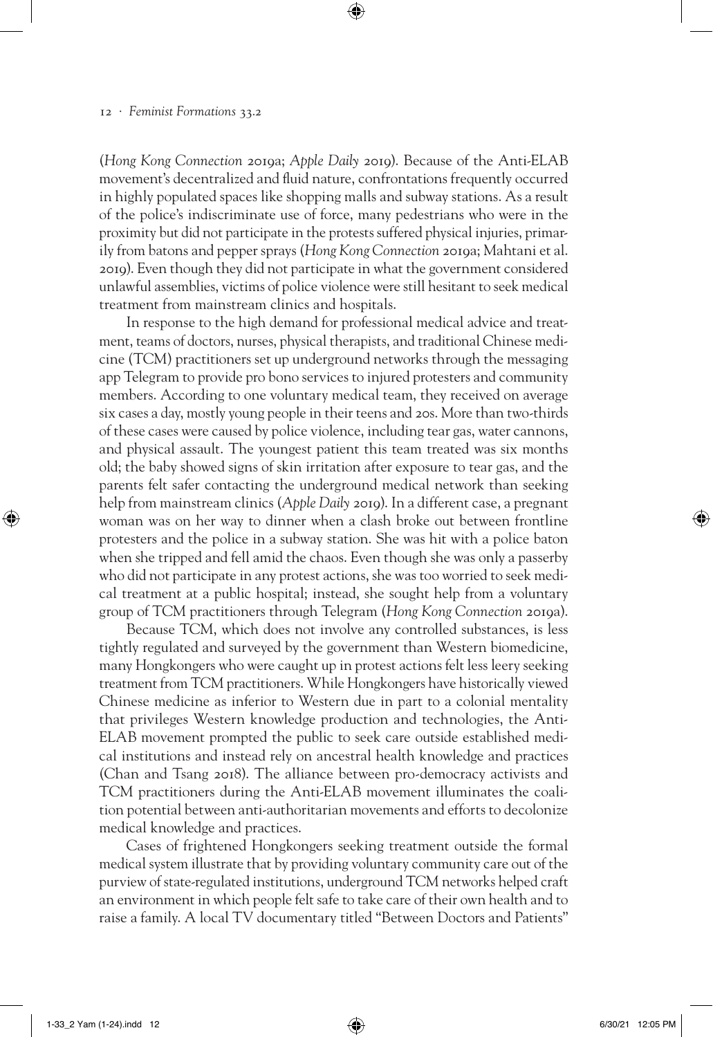(*Hong Kong Connection* 2019a; *Apple Daily* 2019). Because of the Anti-ELAB movement's decentralized and fluid nature, confrontations frequently occurred in highly populated spaces like shopping malls and subway stations. As a result of the police's indiscriminate use of force, many pedestrians who were in the proximity but did not participate in the protests suffered physical injuries, primarily from batons and pepper sprays (*Hong Kong Connection* 2019a; Mahtani et al. 2019). Even though they did not participate in what the government considered unlawful assemblies, victims of police violence were still hesitant to seek medical treatment from mainstream clinics and hospitals.

In response to the high demand for professional medical advice and treatment, teams of doctors, nurses, physical therapists, and traditional Chinese medicine (TCM) practitioners set up underground networks through the messaging app Telegram to provide pro bono services to injured protesters and community members. According to one voluntary medical team, they received on average six cases a day, mostly young people in their teens and 20s. More than two-thirds of these cases were caused by police violence, including tear gas, water cannons, and physical assault. The youngest patient this team treated was six months old; the baby showed signs of skin irritation after exposure to tear gas, and the parents felt safer contacting the underground medical network than seeking help from mainstream clinics (*Apple Daily* 2019). In a different case, a pregnant woman was on her way to dinner when a clash broke out between frontline protesters and the police in a subway station. She was hit with a police baton when she tripped and fell amid the chaos. Even though she was only a passerby who did not participate in any protest actions, she was too worried to seek medical treatment at a public hospital; instead, she sought help from a voluntary group of TCM practitioners through Telegram (*Hong Kong Connection* 2019a).

Because TCM, which does not involve any controlled substances, is less tightly regulated and surveyed by the government than Western biomedicine, many Hongkongers who were caught up in protest actions felt less leery seeking treatment from TCM practitioners. While Hongkongers have historically viewed Chinese medicine as inferior to Western due in part to a colonial mentality that privileges Western knowledge production and technologies, the Anti-ELAB movement prompted the public to seek care outside established medical institutions and instead rely on ancestral health knowledge and practices (Chan and Tsang 2018). The alliance between pro-democracy activists and TCM practitioners during the Anti-ELAB movement illuminates the coalition potential between anti-authoritarian movements and efforts to decolonize medical knowledge and practices.

Cases of frightened Hongkongers seeking treatment outside the formal medical system illustrate that by providing voluntary community care out of the purview of state-regulated institutions, underground TCM networks helped craft an environment in which people felt safe to take care of their own health and to raise a family. A local TV documentary titled "Between Doctors and Patients"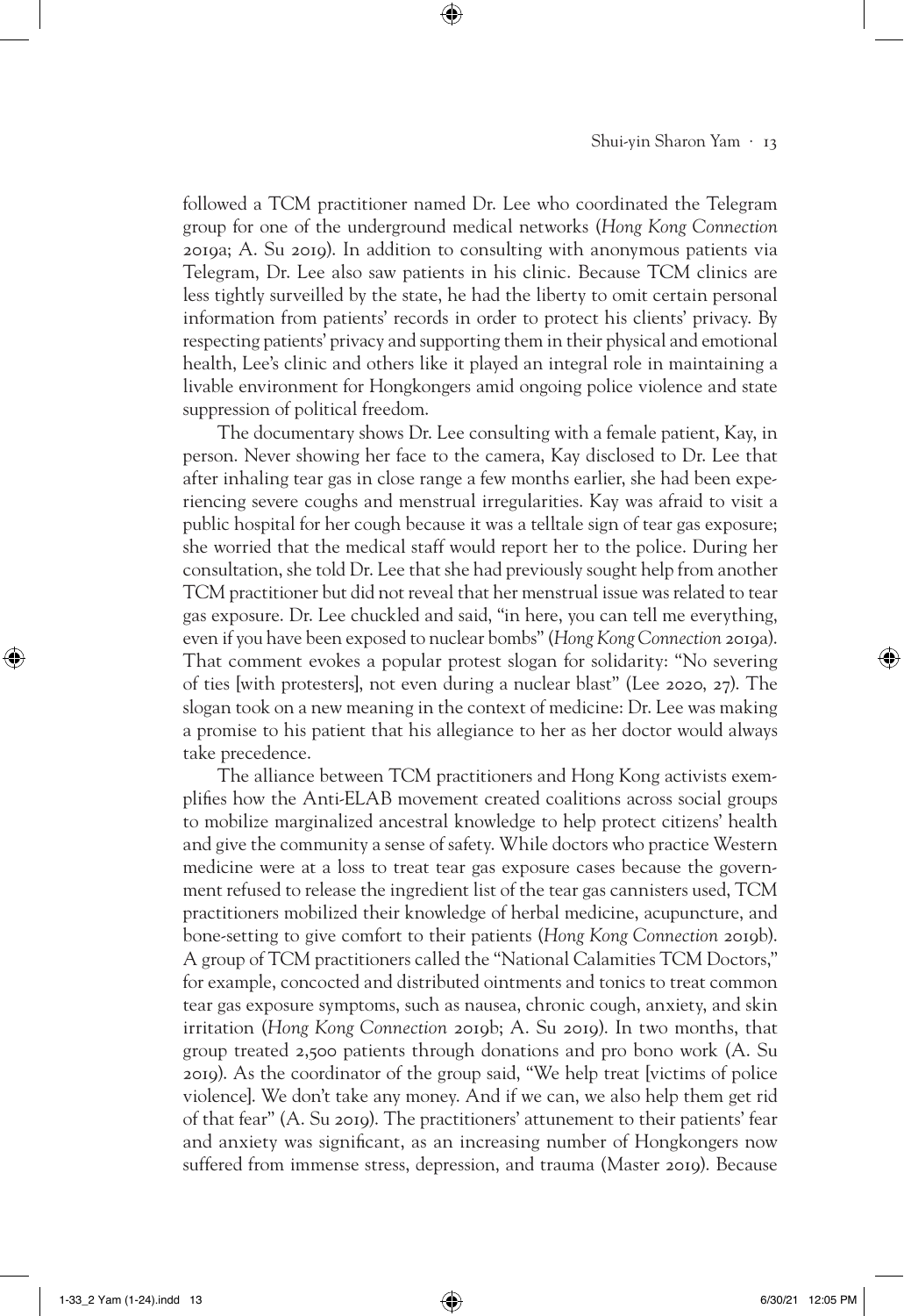followed a TCM practitioner named Dr. Lee who coordinated the Telegram group for one of the underground medical networks (*Hong Kong Connection* 2019a; A. Su 2019). In addition to consulting with anonymous patients via Telegram, Dr. Lee also saw patients in his clinic. Because TCM clinics are less tightly surveilled by the state, he had the liberty to omit certain personal information from patients' records in order to protect his clients' privacy. By respecting patients' privacy and supporting them in their physical and emotional health, Lee's clinic and others like it played an integral role in maintaining a livable environment for Hongkongers amid ongoing police violence and state suppression of political freedom.

The documentary shows Dr. Lee consulting with a female patient, Kay, in person. Never showing her face to the camera, Kay disclosed to Dr. Lee that after inhaling tear gas in close range a few months earlier, she had been experiencing severe coughs and menstrual irregularities. Kay was afraid to visit a public hospital for her cough because it was a telltale sign of tear gas exposure; she worried that the medical staff would report her to the police. During her consultation, she told Dr. Lee that she had previously sought help from another TCM practitioner but did not reveal that her menstrual issue was related to tear gas exposure. Dr. Lee chuckled and said, "in here, you can tell me everything, even if you have been exposed to nuclear bombs" (*Hong Kong Connection* 2019a). That comment evokes a popular protest slogan for solidarity: "No severing of ties [with protesters], not even during a nuclear blast" (Lee 2020, 27). The slogan took on a new meaning in the context of medicine: Dr. Lee was making a promise to his patient that his allegiance to her as her doctor would always take precedence.

The alliance between TCM practitioners and Hong Kong activists exemplifies how the Anti-ELAB movement created coalitions across social groups to mobilize marginalized ancestral knowledge to help protect citizens' health and give the community a sense of safety. While doctors who practice Western medicine were at a loss to treat tear gas exposure cases because the government refused to release the ingredient list of the tear gas cannisters used, TCM practitioners mobilized their knowledge of herbal medicine, acupuncture, and bone-setting to give comfort to their patients (*Hong Kong Connection* 2019b). A group of TCM practitioners called the "National Calamities TCM Doctors," for example, concocted and distributed ointments and tonics to treat common tear gas exposure symptoms, such as nausea, chronic cough, anxiety, and skin irritation (*Hong Kong Connection* 2019b; A. Su 2019). In two months, that group treated 2,500 patients through donations and pro bono work (A. Su 2019). As the coordinator of the group said, "We help treat [victims of police violence]. We don't take any money. And if we can, we also help them get rid of that fear" (A. Su 2019). The practitioners' attunement to their patients' fear and anxiety was significant, as an increasing number of Hongkongers now suffered from immense stress, depression, and trauma (Master 2019). Because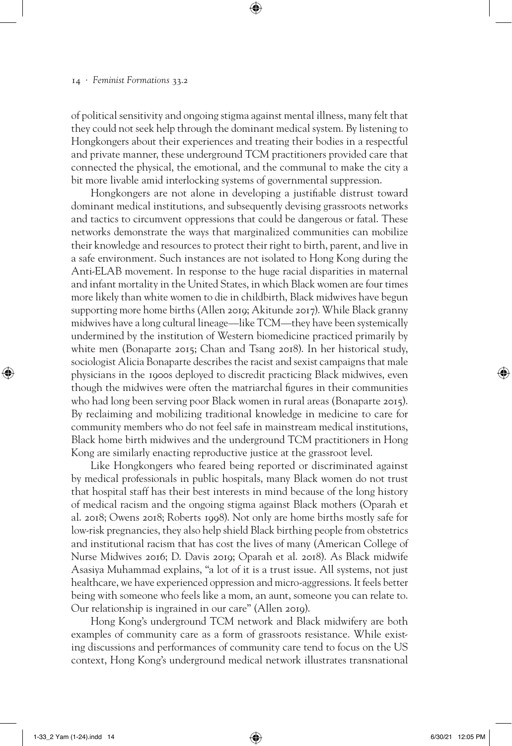of political sensitivity and ongoing stigma against mental illness, many felt that they could not seek help through the dominant medical system. By listening to Hongkongers about their experiences and treating their bodies in a respectful and private manner, these underground TCM practitioners provided care that connected the physical, the emotional, and the communal to make the city a bit more livable amid interlocking systems of governmental suppression.

Hongkongers are not alone in developing a justifiable distrust toward dominant medical institutions, and subsequently devising grassroots networks and tactics to circumvent oppressions that could be dangerous or fatal. These networks demonstrate the ways that marginalized communities can mobilize their knowledge and resources to protect their right to birth, parent, and live in a safe environment. Such instances are not isolated to Hong Kong during the Anti-ELAB movement. In response to the huge racial disparities in maternal and infant mortality in the United States, in which Black women are four times more likely than white women to die in childbirth, Black midwives have begun supporting more home births (Allen 2019; Akitunde 2017). While Black granny midwives have a long cultural lineage—like TCM—they have been systemically undermined by the institution of Western biomedicine practiced primarily by white men (Bonaparte 2015; Chan and Tsang 2018). In her historical study, sociologist Alicia Bonaparte describes the racist and sexist campaigns that male physicians in the 1900s deployed to discredit practicing Black midwives, even though the midwives were often the matriarchal figures in their communities who had long been serving poor Black women in rural areas (Bonaparte 2015). By reclaiming and mobilizing traditional knowledge in medicine to care for community members who do not feel safe in mainstream medical institutions, Black home birth midwives and the underground TCM practitioners in Hong Kong are similarly enacting reproductive justice at the grassroot level.

Like Hongkongers who feared being reported or discriminated against by medical professionals in public hospitals, many Black women do not trust that hospital staff has their best interests in mind because of the long history of medical racism and the ongoing stigma against Black mothers (Oparah et al. 2018; Owens 2018; Roberts 1998). Not only are home births mostly safe for low-risk pregnancies, they also help shield Black birthing people from obstetrics and institutional racism that has cost the lives of many (American College of Nurse Midwives 2016; D. Davis 2019; Oparah et al. 2018). As Black midwife Asasiya Muhammad explains, "a lot of it is a trust issue. All systems, not just healthcare, we have experienced oppression and micro-aggressions. It feels better being with someone who feels like a mom, an aunt, someone you can relate to. Our relationship is ingrained in our care" (Allen 2019).

Hong Kong's underground TCM network and Black midwifery are both examples of community care as a form of grassroots resistance. While existing discussions and performances of community care tend to focus on the US context, Hong Kong's underground medical network illustrates transnational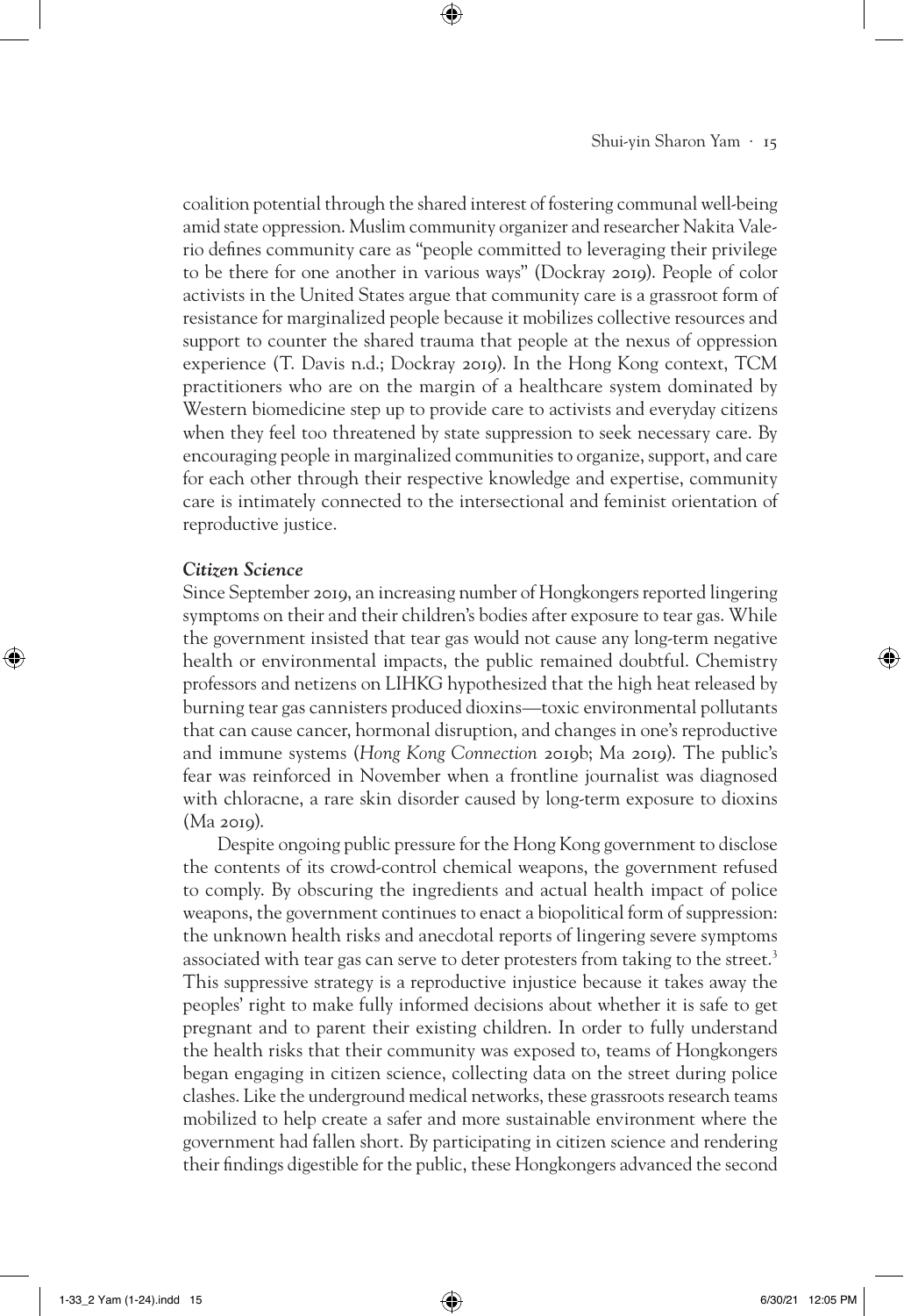coalition potential through the shared interest of fostering communal well-being amid state oppression. Muslim community organizer and researcher Nakita Valerio defines community care as "people committed to leveraging their privilege to be there for one another in various ways" (Dockray 2019). People of color activists in the United States argue that community care is a grassroot form of resistance for marginalized people because it mobilizes collective resources and support to counter the shared trauma that people at the nexus of oppression experience (T. Davis n.d.; Dockray 2019). In the Hong Kong context, TCM practitioners who are on the margin of a healthcare system dominated by Western biomedicine step up to provide care to activists and everyday citizens when they feel too threatened by state suppression to seek necessary care. By encouraging people in marginalized communities to organize, support, and care for each other through their respective knowledge and expertise, community care is intimately connected to the intersectional and feminist orientation of reproductive justice.

### *Citizen Science*

Since September 2019, an increasing number of Hongkongers reported lingering symptoms on their and their children's bodies after exposure to tear gas. While the government insisted that tear gas would not cause any long-term negative health or environmental impacts, the public remained doubtful. Chemistry professors and netizens on LIHKG hypothesized that the high heat released by burning tear gas cannisters produced dioxins—toxic environmental pollutants that can cause cancer, hormonal disruption, and changes in one's reproductive and immune systems (*Hong Kong Connection* 2019b; Ma 2019). The public's fear was reinforced in November when a frontline journalist was diagnosed with chloracne, a rare skin disorder caused by long-term exposure to dioxins (Ma 2019).

Despite ongoing public pressure for the Hong Kong government to disclose the contents of its crowd-control chemical weapons, the government refused to comply. By obscuring the ingredients and actual health impact of police weapons, the government continues to enact a biopolitical form of suppression: the unknown health risks and anecdotal reports of lingering severe symptoms associated with tear gas can serve to deter protesters from taking to the street.[3] This suppressive strategy is a reproductive injustice because it takes away the peoples' right to make fully informed decisions about whether it is safe to get pregnant and to parent their existing children. In order to fully understand the health risks that their community was exposed to, teams of Hongkongers began engaging in citizen science, collecting data on the street during police clashes. Like the underground medical networks, these grassroots research teams mobilized to help create a safer and more sustainable environment where the government had fallen short. By participating in citizen science and rendering their findings digestible for the public, these Hongkongers advanced the second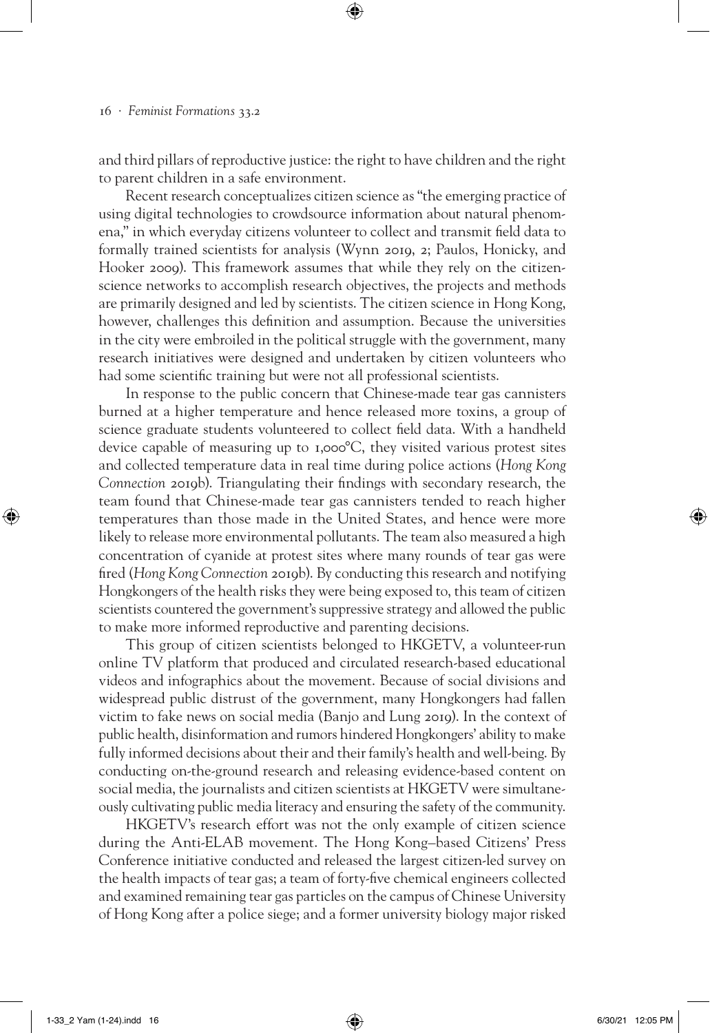and third pillars of reproductive justice: the right to have children and the right to parent children in a safe environment.

Recent research conceptualizes citizen science as "the emerging practice of using digital technologies to crowdsource information about natural phenomena," in which everyday citizens volunteer to collect and transmit field data to formally trained scientists for analysis (Wynn 2019, 2; Paulos, Honicky, and Hooker 2009). This framework assumes that while they rely on the citizen-science networks to accomplish research objectives, the projects and methods are primarily designed and led by scientists. The citizen science in Hong Kong, however, challenges this definition and assumption. Because the universities in the city were embroiled in the political struggle with the government, many research initiatives were designed and undertaken by citizen volunteers who had some scientific training but were not all professional scientists.

In response to the public concern that Chinese-made tear gas cannisters burned at a higher temperature and hence released more toxins, a group of science graduate students volunteered to collect field data. With a handheld device capable of measuring up to 1,000°C, they visited various protest sites and collected temperature data in real time during police actions (*Hong Kong Connection* 2019b). Triangulating their findings with secondary research, the team found that Chinese-made tear gas cannisters tended to reach higher temperatures than those made in the United States, and hence were more likely to release more environmental pollutants. The team also measured a high concentration of cyanide at protest sites where many rounds of tear gas were fired (*Hong Kong Connection* 2019b). By conducting this research and notifying Hongkongers of the health risks they were being exposed to, this team of citizen scientists countered the government's suppressive strategy and allowed the public to make more informed reproductive and parenting decisions.

This group of citizen scientists belonged to HKGETV, a volunteer-run online TV platform that produced and circulated research-based educational videos and infographics about the movement. Because of social divisions and widespread public distrust of the government, many Hongkongers had fallen victim to fake news on social media (Banjo and Lung 2019). In the context of public health, disinformation and rumors hindered Hongkongers' ability to make fully informed decisions about their and their family's health and well-being. By conducting on-the-ground research and releasing evidence-based content on social media, the journalists and citizen scientists at HKGETV were simultaneously cultivating public media literacy and ensuring the safety of the community.

HKGETV's research effort was not the only example of citizen science during the Anti-ELAB movement. The Hong Kong–based Citizens' Press Conference initiative conducted and released the largest citizen-led survey on the health impacts of tear gas; a team of forty-five chemical engineers collected and examined remaining tear gas particles on the campus of Chinese University of Hong Kong after a police siege; and a former university biology major risked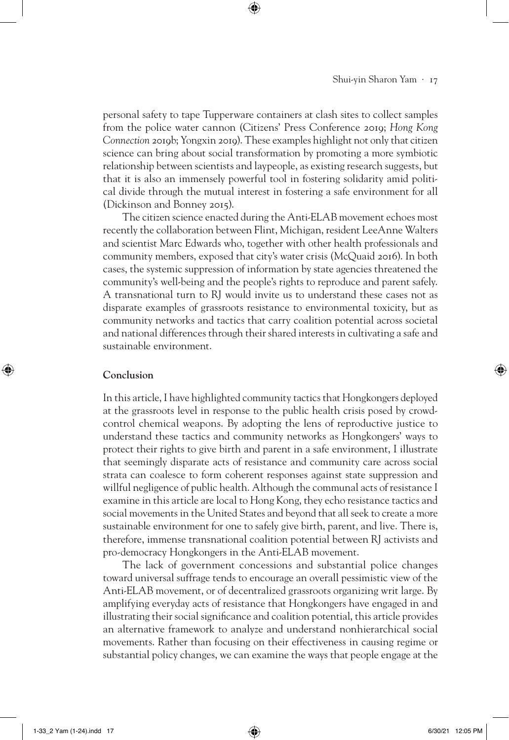personal safety to tape Tupperware containers at clash sites to collect samples from the police water cannon (Citizens' Press Conference 2019; *Hong Kong Connection* 2019b; Yongxin 2019). These examples highlight not only that citizen science can bring about social transformation by promoting a more symbiotic relationship between scientists and laypeople, as existing research suggests, but that it is also an immensely powerful tool in fostering solidarity amid political divide through the mutual interest in fostering a safe environment for all (Dickinson and Bonney 2015).

The citizen science enacted during the Anti-ELAB movement echoes most recently the collaboration between Flint, Michigan, resident LeeAnne Walters and scientist Marc Edwards who, together with other health professionals and community members, exposed that city's water crisis (McQuaid 2016). In both cases, the systemic suppression of information by state agencies threatened the community's well-being and the people's rights to reproduce and parent safely. A transnational turn to RJ would invite us to understand these cases not as disparate examples of grassroots resistance to environmental toxicity, but as community networks and tactics that carry coalition potential across societal and national differences through their shared interests in cultivating a safe and sustainable environment.

## Conclusion

In this article, I have highlighted community tactics that Hongkongers deployed at the grassroots level in response to the public health crisis posed by crowd-control chemical weapons. By adopting the lens of reproductive justice to understand these tactics and community networks as Hongkongers' ways to protect their rights to give birth and parent in a safe environment, I illustrate that seemingly disparate acts of resistance and community care across social strata can coalesce to form coherent responses against state suppression and willful negligence of public health. Although the communal acts of resistance I examine in this article are local to Hong Kong, they echo resistance tactics and social movements in the United States and beyond that all seek to create a more sustainable environment for one to safely give birth, parent, and live. There is, therefore, immense transnational coalition potential between RJ activists and pro-democracy Hongkongers in the Anti-ELAB movement.

The lack of government concessions and substantial police changes toward universal suffrage tends to encourage an overall pessimistic view of the Anti-ELAB movement, or of decentralized grassroots organizing writ large. By amplifying everyday acts of resistance that Hongkongers have engaged in and illustrating their social significance and coalition potential, this article provides an alternative framework to analyze and understand nonhierarchical social movements. Rather than focusing on their effectiveness in causing regime or substantial policy changes, we can examine the ways that people engage at the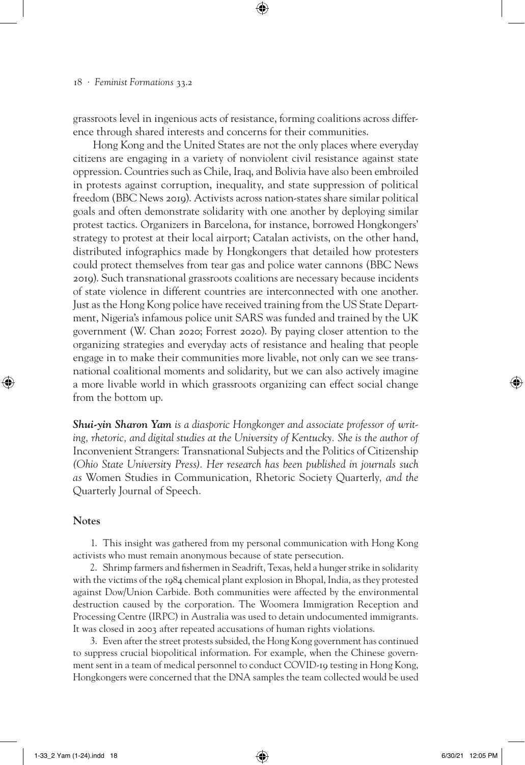grassroots level in ingenious acts of resistance, forming coalitions across difference through shared interests and concerns for their communities.

Hong Kong and the United States are not the only places where everyday citizens are engaging in a variety of nonviolent civil resistance against state oppression. Countries such as Chile, Iraq, and Bolivia have also been embroiled in protests against corruption, inequality, and state suppression of political freedom (BBC News 2019). Activists across nation-states share similar political goals and often demonstrate solidarity with one another by deploying similar protest tactics. Organizers in Barcelona, for instance, borrowed Hongkongers' strategy to protest at their local airport; Catalan activists, on the other hand, distributed infographics made by Hongkongers that detailed how protesters could protect themselves from tear gas and police water cannons (BBC News 2019). Such transnational grassroots coalitions are necessary because incidents of state violence in different countries are interconnected with one another. Just as the Hong Kong police have received training from the US State Department, Nigeria's infamous police unit SARS was funded and trained by the UK government (W. Chan 2020; Forrest 2020). By paying closer attention to the organizing strategies and everyday acts of resistance and healing that people engage in to make their communities more livable, not only can we see transnational coalitional moments and solidarity, but we can also actively imagine a more livable world in which grassroots organizing can effect social change from the bottom up.

***Shui-yin Sharon Yam*** *is a diasporic Hongkonger and associate professor of writing, rhetoric, and digital studies at the University of Kentucky. She is the author of* Inconvenient Strangers: Transnational Subjects and the Politics of Citizenship *(Ohio State University Press). Her research has been published in journals such as* Women Studies in Communication*,* Rhetoric Society Quarterly*, and the* Quarterly Journal of Speech*.*

## Notes

1. This insight was gathered from my personal communication with Hong Kong activists who must remain anonymous because of state persecution.

2. Shrimp farmers and fishermen in Seadrift, Texas, held a hunger strike in solidarity with the victims of the 1984 chemical plant explosion in Bhopal, India, as they protested against Dow/Union Carbide. Both communities were affected by the environmental destruction caused by the corporation. The Woomera Immigration Reception and Processing Centre (IRPC) in Australia was used to detain undocumented immigrants. It was closed in 2003 after repeated accusations of human rights violations.

3. Even after the street protests subsided, the Hong Kong government has continued to suppress crucial biopolitical information. For example, when the Chinese government sent in a team of medical personnel to conduct COVID-19 testing in Hong Kong, Hongkongers were concerned that the DNA samples the team collected would be used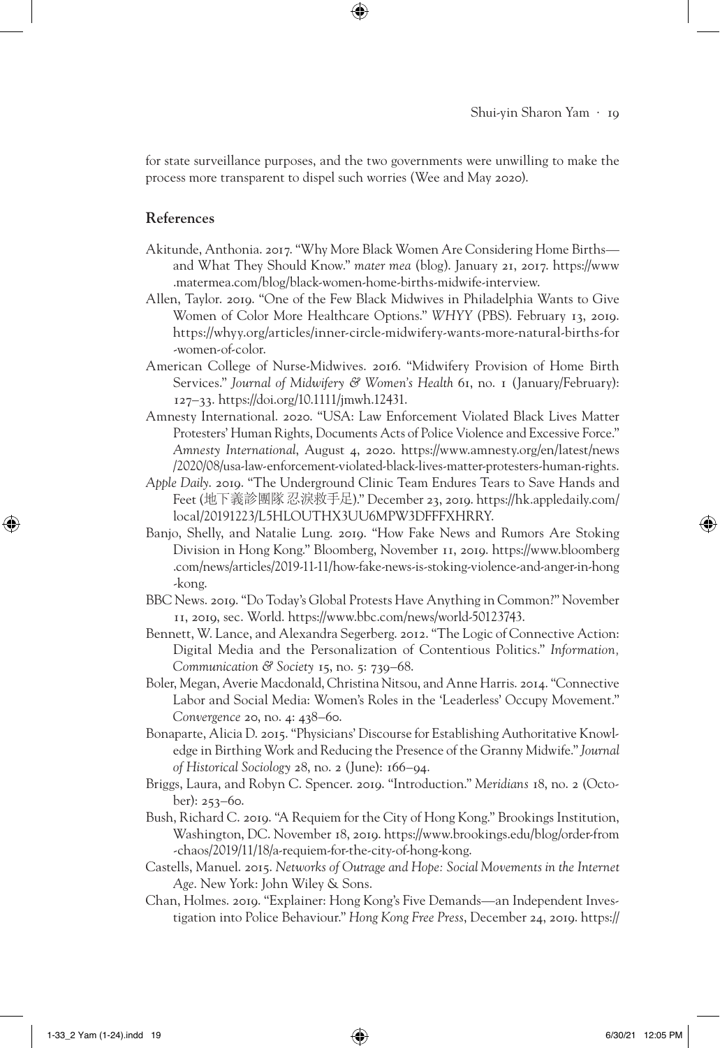for state surveillance purposes, and the two governments were unwilling to make the process more transparent to dispel such worries (Wee and May 2020).

## References

Akitunde, Anthonia. 2017. "Why More Black Women Are Considering Home Births—and What They Should Know." *mater mea* (blog). January 21, 2017. https://www.matermea.com/blog/black-women-home-births-midwife-interview.

Allen, Taylor. 2019. "One of the Few Black Midwives in Philadelphia Wants to Give Women of Color More Healthcare Options." *WHYY* (PBS). February 13, 2019. https://whyy.org/articles/inner-circle-midwifery-wants-more-natural-births-for-women-of-color.

American College of Nurse-Midwives. 2016. "Midwifery Provision of Home Birth Services." *Journal of Midwifery & Women's Health* 61, no. 1 (January/February): 127–33. https://doi.org/10.1111/jmwh.12431.

Amnesty International. 2020. "USA: Law Enforcement Violated Black Lives Matter Protesters' Human Rights, Documents Acts of Police Violence and Excessive Force." *Amnesty International*, August 4, 2020. https://www.amnesty.org/en/latest/news/2020/08/usa-law-enforcement-violated-black-lives-matter-protesters-human-rights.

*Apple Daily*. 2019. "The Underground Clinic Team Endures Tears to Save Hands and Feet (地下義診團隊 忍淚救手足)." December 23, 2019. https://hk.appledaily.com/local/20191223/L5HLOUTHX3UU6MPW3DFFFXHRRY.

Banjo, Shelly, and Natalie Lung. 2019. "How Fake News and Rumors Are Stoking Division in Hong Kong." Bloomberg, November 11, 2019. https://www.bloomberg.com/news/articles/2019-11-11/how-fake-news-is-stoking-violence-and-anger-in-hong-kong.

BBC News. 2019. "Do Today's Global Protests Have Anything in Common?" November 11, 2019, sec. World. https://www.bbc.com/news/world-50123743.

Bennett, W. Lance, and Alexandra Segerberg. 2012. "The Logic of Connective Action: Digital Media and the Personalization of Contentious Politics." *Information, Communication & Society* 15, no. 5: 739–68.

Boler, Megan, Averie Macdonald, Christina Nitsou, and Anne Harris. 2014. "Connective Labor and Social Media: Women's Roles in the 'Leaderless' Occupy Movement." *Convergence* 20, no. 4: 438–60.

Bonaparte, Alicia D. 2015. "Physicians' Discourse for Establishing Authoritative Knowledge in Birthing Work and Reducing the Presence of the Granny Midwife." *Journal of Historical Sociology* 28, no. 2 (June): 166–94.

Briggs, Laura, and Robyn C. Spencer. 2019. "Introduction." *Meridians* 18, no. 2 (October): 253–60.

Bush, Richard C. 2019. "A Requiem for the City of Hong Kong." Brookings Institution, Washington, DC. November 18, 2019. https://www.brookings.edu/blog/order-from-chaos/2019/11/18/a-requiem-for-the-city-of-hong-kong.

Castells, Manuel. 2015. *Networks of Outrage and Hope: Social Movements in the Internet Age*. New York: John Wiley & Sons.

Chan, Holmes. 2019. "Explainer: Hong Kong's Five Demands—an Independent Investigation into Police Behaviour." *Hong Kong Free Press*, December 24, 2019. https://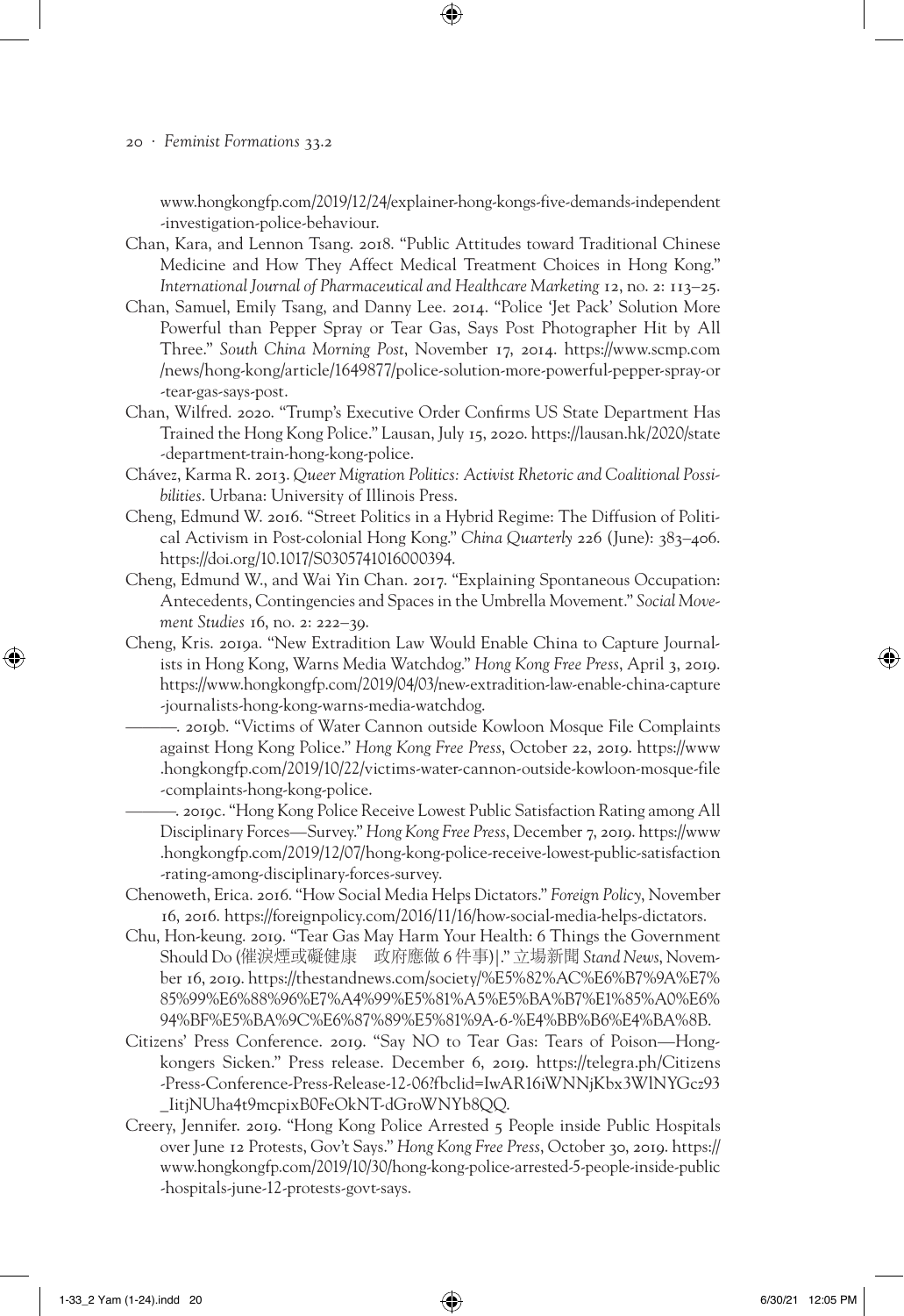www.hongkongfp.com/2019/12/24/explainer-hong-kongs-five-demands-independent-investigation-police-behaviour.

Chan, Kara, and Lennon Tsang. 2018. "Public Attitudes toward Traditional Chinese Medicine and How They Affect Medical Treatment Choices in Hong Kong." *International Journal of Pharmaceutical and Healthcare Marketing* 12, no. 2: 113–25.

Chan, Samuel, Emily Tsang, and Danny Lee. 2014. "Police 'Jet Pack' Solution More Powerful than Pepper Spray or Tear Gas, Says Post Photographer Hit by All Three." *South China Morning Post*, November 17, 2014. https://www.scmp.com/news/hong-kong/article/1649877/police-solution-more-powerful-pepper-spray-or-tear-gas-says-post.

Chan, Wilfred. 2020. "Trump's Executive Order Confirms US State Department Has Trained the Hong Kong Police." Lausan, July 15, 2020. https://lausan.hk/2020/state-department-train-hong-kong-police.

Chávez, Karma R. 2013. *Queer Migration Politics: Activist Rhetoric and Coalitional Possibilities*. Urbana: University of Illinois Press.

Cheng, Edmund W. 2016. "Street Politics in a Hybrid Regime: The Diffusion of Political Activism in Post-colonial Hong Kong." *China Quarterly* 226 (June): 383–406. https://doi.org/10.1017/S0305741016000394.

Cheng, Edmund W., and Wai Yin Chan. 2017. "Explaining Spontaneous Occupation: Antecedents, Contingencies and Spaces in the Umbrella Movement." *Social Movement Studies* 16, no. 2: 222–39.

Cheng, Kris. 2019a. "New Extradition Law Would Enable China to Capture Journalists in Hong Kong, Warns Media Watchdog." *Hong Kong Free Press*, April 3, 2019. https://www.hongkongfp.com/2019/04/03/new-extradition-law-enable-china-capture-journalists-hong-kong-warns-media-watchdog.

———. 2019b. "Victims of Water Cannon outside Kowloon Mosque File Complaints against Hong Kong Police." *Hong Kong Free Press*, October 22, 2019. https://www.hongkongfp.com/2019/10/22/victims-water-cannon-outside-kowloon-mosque-file-complaints-hong-kong-police.

———. 2019c. "Hong Kong Police Receive Lowest Public Satisfaction Rating among All Disciplinary Forces—Survey." *Hong Kong Free Press*, December 7, 2019. https://www.hongkongfp.com/2019/12/07/hong-kong-police-receive-lowest-public-satisfaction-rating-among-disciplinary-forces-survey.

Chenoweth, Erica. 2016. "How Social Media Helps Dictators." *Foreign Policy*, November 16, 2016. https://foreignpolicy.com/2016/11/16/how-social-media-helps-dictators.

Chu, Hon-keung. 2019. "Tear Gas May Harm Your Health: 6 Things the Government Should Do (催淚煙或礙健康　政府應做 6 件事)|." 立場新聞 *Stand News*, November 16, 2019. https://thestandnews.com/society/%E5%82%AC%E6%B7%9A%E7%85%99%E6%88%96%E7%A4%99%E5%81%A5%E5%BA%B7%E1%85%A0%E6%94%BF%E5%BA%9C%E6%87%89%E5%81%9A-6-%E4%BB%B6%E4%BA%8B.

Citizens' Press Conference. 2019. "Say NO to Tear Gas: Tears of Poison—Hongkongers Sicken." Press release. December 6, 2019. https://telegra.ph/Citizens-Press-Conference-Press-Release-12-06?fbclid=IwAR16iWNNjKbx3WlNYGcz93_IitjNUha4t9mcpixB0FeOkNT-dGroWNYb8QQ.

Creery, Jennifer. 2019. "Hong Kong Police Arrested 5 People inside Public Hospitals over June 12 Protests, Gov't Says." *Hong Kong Free Press*, October 30, 2019. https://www.hongkongfp.com/2019/10/30/hong-kong-police-arrested-5-people-inside-public-hospitals-june-12-protests-govt-says.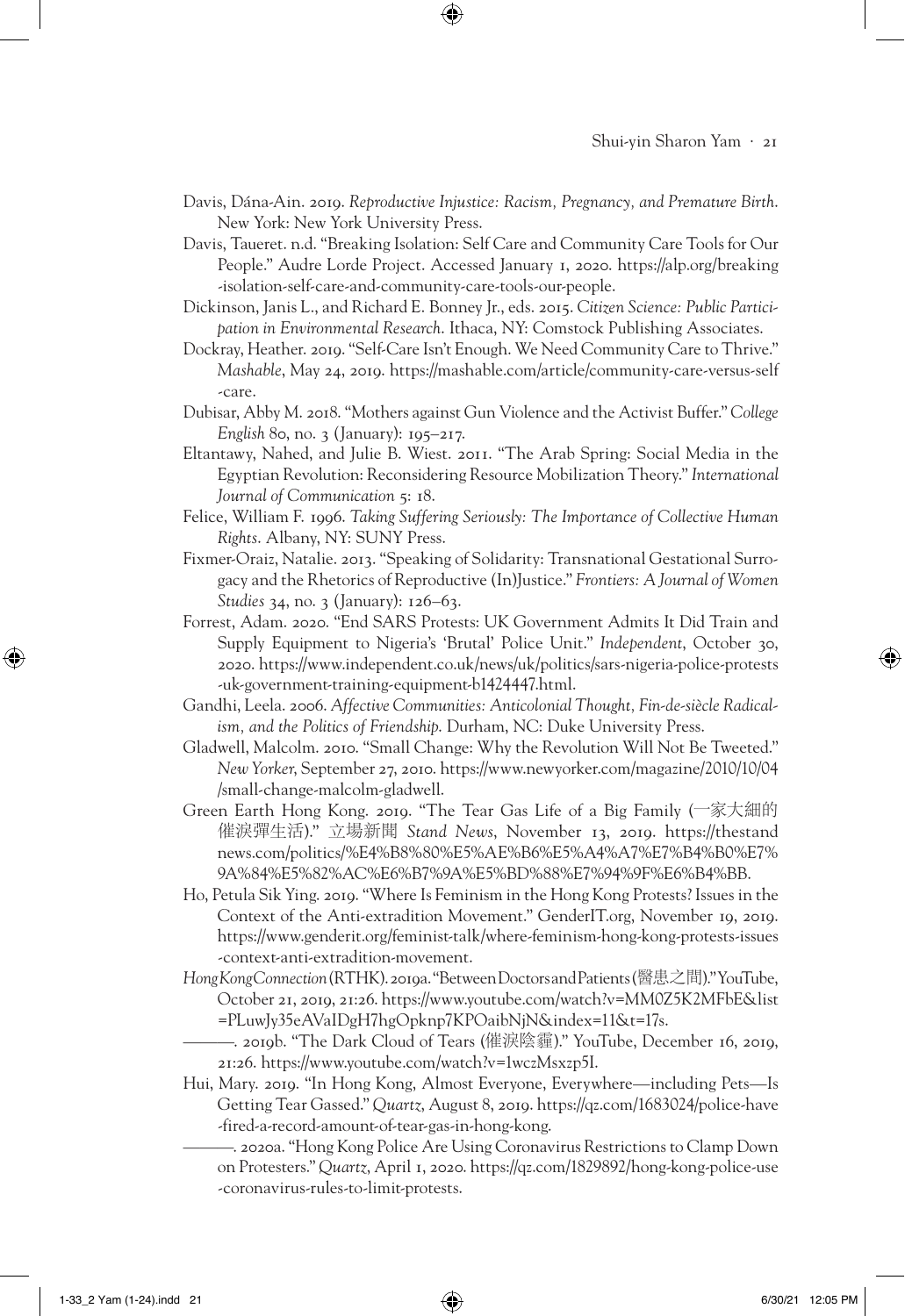Davis, Dána-Ain. 2019. *Reproductive Injustice: Racism, Pregnancy, and Premature Birth.* New York: New York University Press.

Davis, Taueret. n.d. "Breaking Isolation: Self Care and Community Care Tools for Our People." Audre Lorde Project. Accessed January 1, 2020. https://alp.org/breaking-isolation-self-care-and-community-care-tools-our-people.

Dickinson, Janis L., and Richard E. Bonney Jr., eds. 2015. *Citizen Science: Public Participation in Environmental Research.* Ithaca, NY: Comstock Publishing Associates.

Dockray, Heather. 2019. "Self-Care Isn't Enough. We Need Community Care to Thrive." *Mashable*, May 24, 2019. https://mashable.com/article/community-care-versus-self-care.

Dubisar, Abby M. 2018. "Mothers against Gun Violence and the Activist Buffer." *College English* 80, no. 3 (January): 195–217.

Eltantawy, Nahed, and Julie B. Wiest. 2011. "The Arab Spring: Social Media in the Egyptian Revolution: Reconsidering Resource Mobilization Theory." *International Journal of Communication* 5: 18.

Felice, William F. 1996. *Taking Suffering Seriously: The Importance of Collective Human Rights.* Albany, NY: SUNY Press.

Fixmer-Oraiz, Natalie. 2013. "Speaking of Solidarity: Transnational Gestational Surrogacy and the Rhetorics of Reproductive (In)Justice." *Frontiers: A Journal of Women Studies* 34, no. 3 (January): 126–63.

Forrest, Adam. 2020. "End SARS Protests: UK Government Admits It Did Train and Supply Equipment to Nigeria's 'Brutal' Police Unit." *Independent*, October 30, 2020. https://www.independent.co.uk/news/uk/politics/sars-nigeria-police-protests-uk-government-training-equipment-b1424447.html.

Gandhi, Leela. 2006. *Affective Communities: Anticolonial Thought, Fin-de-siècle Radicalism, and the Politics of Friendship.* Durham, NC: Duke University Press.

Gladwell, Malcolm. 2010. "Small Change: Why the Revolution Will Not Be Tweeted." *New Yorker*, September 27, 2010. https://www.newyorker.com/magazine/2010/10/04/small-change-malcolm-gladwell.

Green Earth Hong Kong. 2019. "The Tear Gas Life of a Big Family (一家大細的催淚彈生活)." 立場新聞 *Stand News*, November 13, 2019. https://thestandnews.com/politics/%E4%B8%80%E5%AE%B6%E5%A4%A7%E7%B4%B0%E7%9A%84%E5%82%AC%E6%B7%9A%E5%BD%88%E7%94%9F%E6%B4%BB.

Ho, Petula Sik Ying. 2019. "Where Is Feminism in the Hong Kong Protests? Issues in the Context of the Anti-extradition Movement." GenderIT.org, November 19, 2019. https://www.genderit.org/feminist-talk/where-feminism-hong-kong-protests-issues-context-anti-extradition-movement.

*Hong Kong Connection* (RTHK). 2019a. "Between Doctors and Patients (醫患之間)." YouTube, October 21, 2019, 21:26. https://www.youtube.com/watch?v=MM0Z5K2MFbE&list=PLuwJy35eAVaIDgH7hgOpknp7KPOaibNjN&index=11&t=17s.

———. 2019b. "The Dark Cloud of Tears (催淚陰霾)." YouTube, December 16, 2019, 21:26. https://www.youtube.com/watch?v=1wczMsxzp5I.

Hui, Mary. 2019. "In Hong Kong, Almost Everyone, Everywhere—including Pets—Is Getting Tear Gassed." *Quartz*, August 8, 2019. https://qz.com/1683024/police-have-fired-a-record-amount-of-tear-gas-in-hong-kong.

———. 2020a. "Hong Kong Police Are Using Coronavirus Restrictions to Clamp Down on Protesters." *Quartz*, April 1, 2020. https://qz.com/1829892/hong-kong-police-use-coronavirus-rules-to-limit-protests.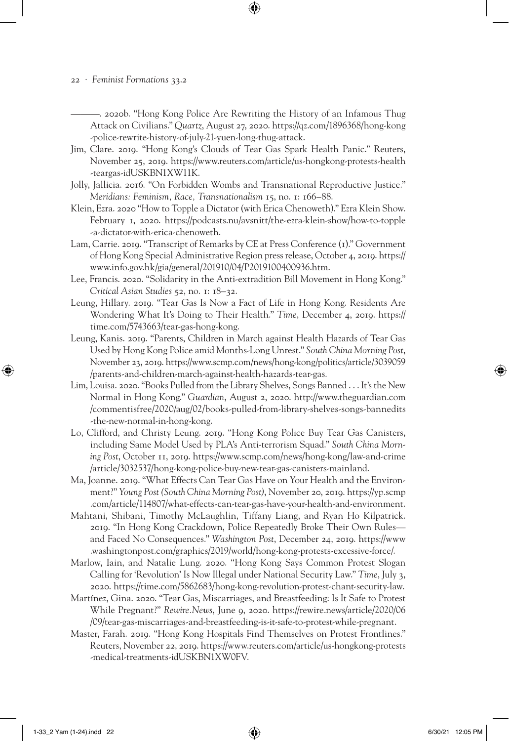———. 2020b. "Hong Kong Police Are Rewriting the History of an Infamous Thug Attack on Civilians." *Quartz*, August 27, 2020. https://qz.com/1896368/hong-kong-police-rewrite-history-of-july-21-yuen-long-thug-attack.

Jim, Clare. 2019. "Hong Kong's Clouds of Tear Gas Spark Health Panic." Reuters, November 25, 2019. https://www.reuters.com/article/us-hongkong-protests-health-teargas-idUSKBN1XW11K.

Jolly, Jallicia. 2016. "On Forbidden Wombs and Transnational Reproductive Justice." *Meridians: Feminism, Race, Transnationalism* 15, no. 1: 166–88.

Klein, Ezra. 2020 "How to Topple a Dictator (with Erica Chenoweth)." Ezra Klein Show. February 1, 2020. https://podcasts.nu/avsnitt/the-ezra-klein-show/how-to-topple-a-dictator-with-erica-chenoweth.

Lam, Carrie. 2019. "Transcript of Remarks by CE at Press Conference (1)." Government of Hong Kong Special Administrative Region press release, October 4, 2019. https://www.info.gov.hk/gia/general/201910/04/P2019100400936.htm.

Lee, Francis. 2020. "Solidarity in the Anti-extradition Bill Movement in Hong Kong." *Critical Asian Studies* 52, no. 1: 18–32.

Leung, Hillary. 2019. "Tear Gas Is Now a Fact of Life in Hong Kong. Residents Are Wondering What It's Doing to Their Health." *Time*, December 4, 2019. https://time.com/5743663/tear-gas-hong-kong.

Leung, Kanis. 2019. "Parents, Children in March against Health Hazards of Tear Gas Used by Hong Kong Police amid Months-Long Unrest." *South China Morning Post*, November 23, 2019. https://www.scmp.com/news/hong-kong/politics/article/3039059/parents-and-children-march-against-health-hazards-tear-gas.

Lim, Louisa. 2020. "Books Pulled from the Library Shelves, Songs Banned . . . It's the New Normal in Hong Kong." *Guardian*, August 2, 2020. http://www.theguardian.com/commentisfree/2020/aug/02/books-pulled-from-library-shelves-songs-bannedits-the-new-normal-in-hong-kong.

Lo, Clifford, and Christy Leung. 2019. "Hong Kong Police Buy Tear Gas Canisters, including Same Model Used by PLA's Anti-terrorism Squad." *South China Morning Post*, October 11, 2019. https://www.scmp.com/news/hong-kong/law-and-crime/article/3032537/hong-kong-police-buy-new-tear-gas-canisters-mainland.

Ma, Joanne. 2019. "What Effects Can Tear Gas Have on Your Health and the Environment?" *Young Post (South China Morning Post)*, November 20, 2019. https://yp.scmp.com/article/114807/what-effects-can-tear-gas-have-your-health-and-environment.

Mahtani, Shibani, Timothy McLaughlin, Tiffany Liang, and Ryan Ho Kilpatrick. 2019. "In Hong Kong Crackdown, Police Repeatedly Broke Their Own Rules—and Faced No Consequences." *Washington Post*, December 24, 2019. https://www.washingtonpost.com/graphics/2019/world/hong-kong-protests-excessive-force/.

Marlow, Iain, and Natalie Lung. 2020. "Hong Kong Says Common Protest Slogan Calling for 'Revolution' Is Now Illegal under National Security Law." *Time*, July 3, 2020. https://time.com/5862683/hong-kong-revolution-protest-chant-security-law.

Martínez, Gina. 2020. "Tear Gas, Miscarriages, and Breastfeeding: Is It Safe to Protest While Pregnant?" *Rewire.News*, June 9, 2020. https://rewire.news/article/2020/06/09/tear-gas-miscarriages-and-breastfeeding-is-it-safe-to-protest-while-pregnant.

Master, Farah. 2019. "Hong Kong Hospitals Find Themselves on Protest Frontlines." Reuters, November 22, 2019. https://www.reuters.com/article/us-hongkong-protests-medical-treatments-idUSKBN1XW0FV.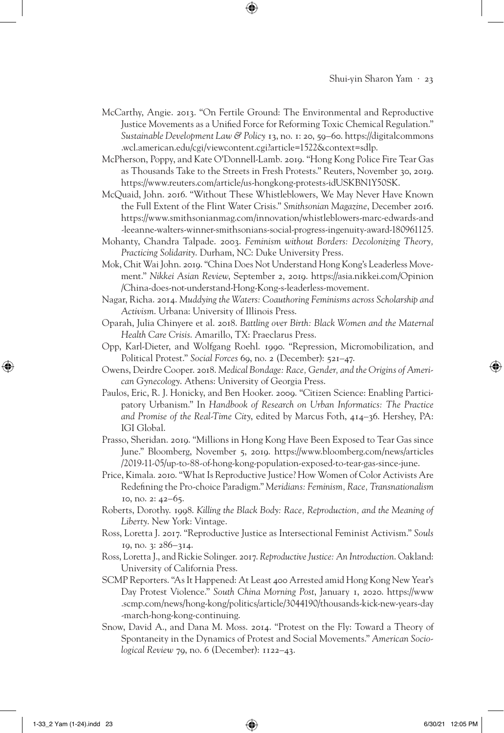McCarthy, Angie. 2013. "On Fertile Ground: The Environmental and Reproductive Justice Movements as a Unified Force for Reforming Toxic Chemical Regulation." *Sustainable Development Law & Policy* 13, no. 1: 20, 59–60. https://digitalcommons.wcl.american.edu/cgi/viewcontent.cgi?article=1522&context=sdlp.

McPherson, Poppy, and Kate O'Donnell-Lamb. 2019. "Hong Kong Police Fire Tear Gas as Thousands Take to the Streets in Fresh Protests." Reuters, November 30, 2019. https://www.reuters.com/article/us-hongkong-protests-idUSKBN1Y50SK.

McQuaid, John. 2016. "Without These Whistleblowers, We May Never Have Known the Full Extent of the Flint Water Crisis." *Smithsonian Magazine*, December 2016. https://www.smithsonianmag.com/innovation/whistleblowers-marc-edwards-and-leeanne-walters-winner-smithsonians-social-progress-ingenuity-award-180961125.

Mohanty, Chandra Talpade. 2003. *Feminism without Borders: Decolonizing Theory, Practicing Solidarity*. Durham, NC: Duke University Press.

Mok, Chit Wai John. 2019. "China Does Not Understand Hong Kong's Leaderless Movement." *Nikkei Asian Review*, September 2, 2019. https://asia.nikkei.com/Opinion/China-does-not-understand-Hong-Kong-s-leaderless-movement.

Nagar, Richa. 2014. *Muddying the Waters: Coauthoring Feminisms across Scholarship and Activism*. Urbana: University of Illinois Press.

Oparah, Julia Chinyere et al. 2018. *Battling over Birth: Black Women and the Maternal Health Care Crisis*. Amarillo, TX: Praeclarus Press.

Opp, Karl-Dieter, and Wolfgang Roehl. 1990. "Repression, Micromobilization, and Political Protest." *Social Forces* 69, no. 2 (December): 521–47.

Owens, Deirdre Cooper. 2018. *Medical Bondage: Race, Gender, and the Origins of American Gynecology*. Athens: University of Georgia Press.

Paulos, Eric, R. J. Honicky, and Ben Hooker. 2009. "Citizen Science: Enabling Participatory Urbanism." In *Handbook of Research on Urban Informatics: The Practice and Promise of the Real-Time City*, edited by Marcus Foth, 414–36. Hershey, PA: IGI Global.

Prasso, Sheridan. 2019. "Millions in Hong Kong Have Been Exposed to Tear Gas since June." Bloomberg, November 5, 2019. https://www.bloomberg.com/news/articles/2019-11-05/up-to-88-of-hong-kong-population-exposed-to-tear-gas-since-june.

Price, Kimala. 2010. "What Is Reproductive Justice? How Women of Color Activists Are Redefining the Pro-choice Paradigm." *Meridians: Feminism, Race, Transnationalism* 10, no. 2: 42–65.

Roberts, Dorothy. 1998. *Killing the Black Body: Race, Reproduction, and the Meaning of Liberty*. New York: Vintage.

Ross, Loretta J. 2017. "Reproductive Justice as Intersectional Feminist Activism." *Souls* 19, no. 3: 286–314.

Ross, Loretta J., and Rickie Solinger. 2017. *Reproductive Justice: An Introduction*. Oakland: University of California Press.

SCMP Reporters. "As It Happened: At Least 400 Arrested amid Hong Kong New Year's Day Protest Violence." *South China Morning Post*, January 1, 2020. https://www.scmp.com/news/hong-kong/politics/article/3044190/thousands-kick-new-years-day-march-hong-kong-continuing.

Snow, David A., and Dana M. Moss. 2014. "Protest on the Fly: Toward a Theory of Spontaneity in the Dynamics of Protest and Social Movements." *American Sociological Review* 79, no. 6 (December): 1122–43.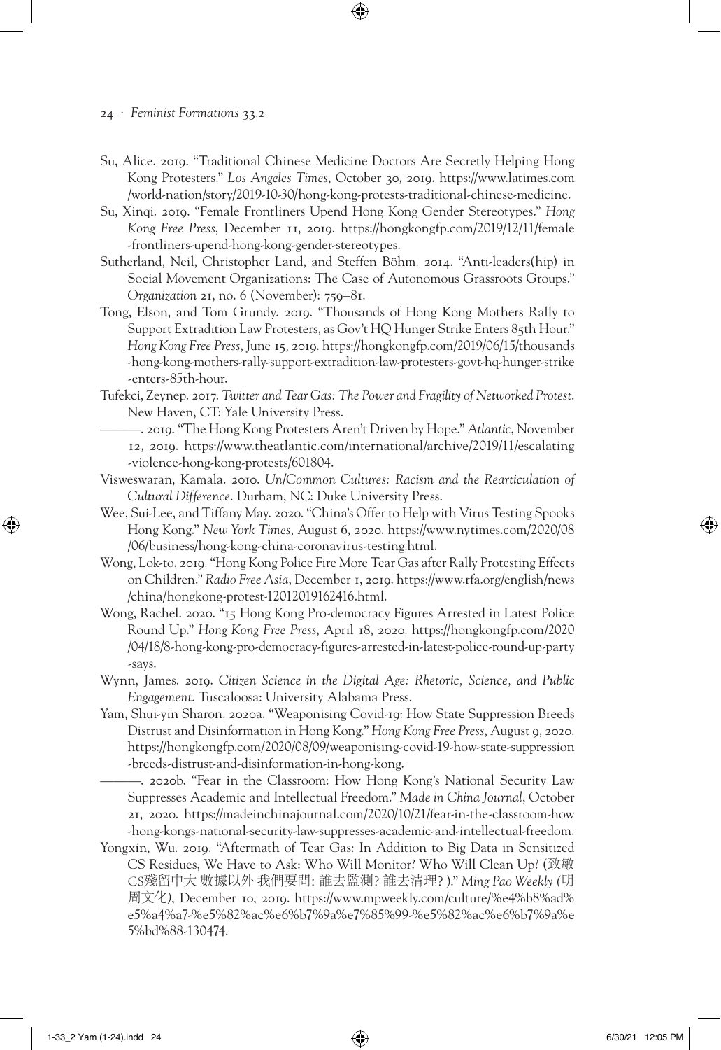Su, Alice. 2019. "Traditional Chinese Medicine Doctors Are Secretly Helping Hong Kong Protesters." *Los Angeles Times*, October 30, 2019. https://www.latimes.com/world-nation/story/2019-10-30/hong-kong-protests-traditional-chinese-medicine.

Su, Xinqi. 2019. "Female Frontliners Upend Hong Kong Gender Stereotypes." *Hong Kong Free Press*, December 11, 2019. https://hongkongfp.com/2019/12/11/female-frontliners-upend-hong-kong-gender-stereotypes.

Sutherland, Neil, Christopher Land, and Steffen Böhm. 2014. "Anti-leaders(hip) in Social Movement Organizations: The Case of Autonomous Grassroots Groups." *Organization* 21, no. 6 (November): 759–81.

Tong, Elson, and Tom Grundy. 2019. "Thousands of Hong Kong Mothers Rally to Support Extradition Law Protesters, as Gov't HQ Hunger Strike Enters 85th Hour." *Hong Kong Free Press*, June 15, 2019. https://hongkongfp.com/2019/06/15/thousands-hong-kong-mothers-rally-support-extradition-law-protesters-govt-hq-hunger-strike-enters-85th-hour.

Tufekci, Zeynep. 2017. *Twitter and Tear Gas: The Power and Fragility of Networked Protest*. New Haven, CT: Yale University Press.

———. 2019. "The Hong Kong Protesters Aren't Driven by Hope." *Atlantic*, November 12, 2019. https://www.theatlantic.com/international/archive/2019/11/escalating-violence-hong-kong-protests/601804.

Visweswaran, Kamala. 2010. *Un/Common Cultures: Racism and the Rearticulation of Cultural Difference*. Durham, NC: Duke University Press.

Wee, Sui-Lee, and Tiffany May. 2020. "China's Offer to Help with Virus Testing Spooks Hong Kong." *New York Times*, August 6, 2020. https://www.nytimes.com/2020/08/06/business/hong-kong-china-coronavirus-testing.html.

Wong, Lok-to. 2019. "Hong Kong Police Fire More Tear Gas after Rally Protesting Effects on Children." *Radio Free Asia*, December 1, 2019. https://www.rfa.org/english/news/china/hongkong-protest-12012019162416.html.

Wong, Rachel. 2020. "15 Hong Kong Pro-democracy Figures Arrested in Latest Police Round Up." *Hong Kong Free Press*, April 18, 2020. https://hongkongfp.com/2020/04/18/8-hong-kong-pro-democracy-figures-arrested-in-latest-police-round-up-party-says.

Wynn, James. 2019. *Citizen Science in the Digital Age: Rhetoric, Science, and Public Engagement*. Tuscaloosa: University Alabama Press.

Yam, Shui-yin Sharon. 2020a. "Weaponising Covid-19: How State Suppression Breeds Distrust and Disinformation in Hong Kong." *Hong Kong Free Press*, August 9, 2020. https://hongkongfp.com/2020/08/09/weaponising-covid-19-how-state-suppression-breeds-distrust-and-disinformation-in-hong-kong.

———. 2020b. "Fear in the Classroom: How Hong Kong's National Security Law Suppresses Academic and Intellectual Freedom." *Made in China Journal*, October 21, 2020. https://madeinchinajournal.com/2020/10/21/fear-in-the-classroom-how-hong-kongs-national-security-law-suppresses-academic-and-intellectual-freedom.

Yongxin, Wu. 2019. "Aftermath of Tear Gas: In Addition to Big Data in Sensitized CS Residues, We Have to Ask: Who Will Monitor? Who Will Clean Up? (致敏CS殘留中大 數據以外 我們要問: 誰去監測? 誰去清理? )." *Ming Pao Weekly* (明周文化), December 10, 2019. https://www.mpweekly.com/culture/%e4%b8%ad%e5%a4%a7-%e5%82%ac%e6%b7%9a%e7%85%99-%e5%82%ac%e6%b7%9a%e5%bd%88-130474.